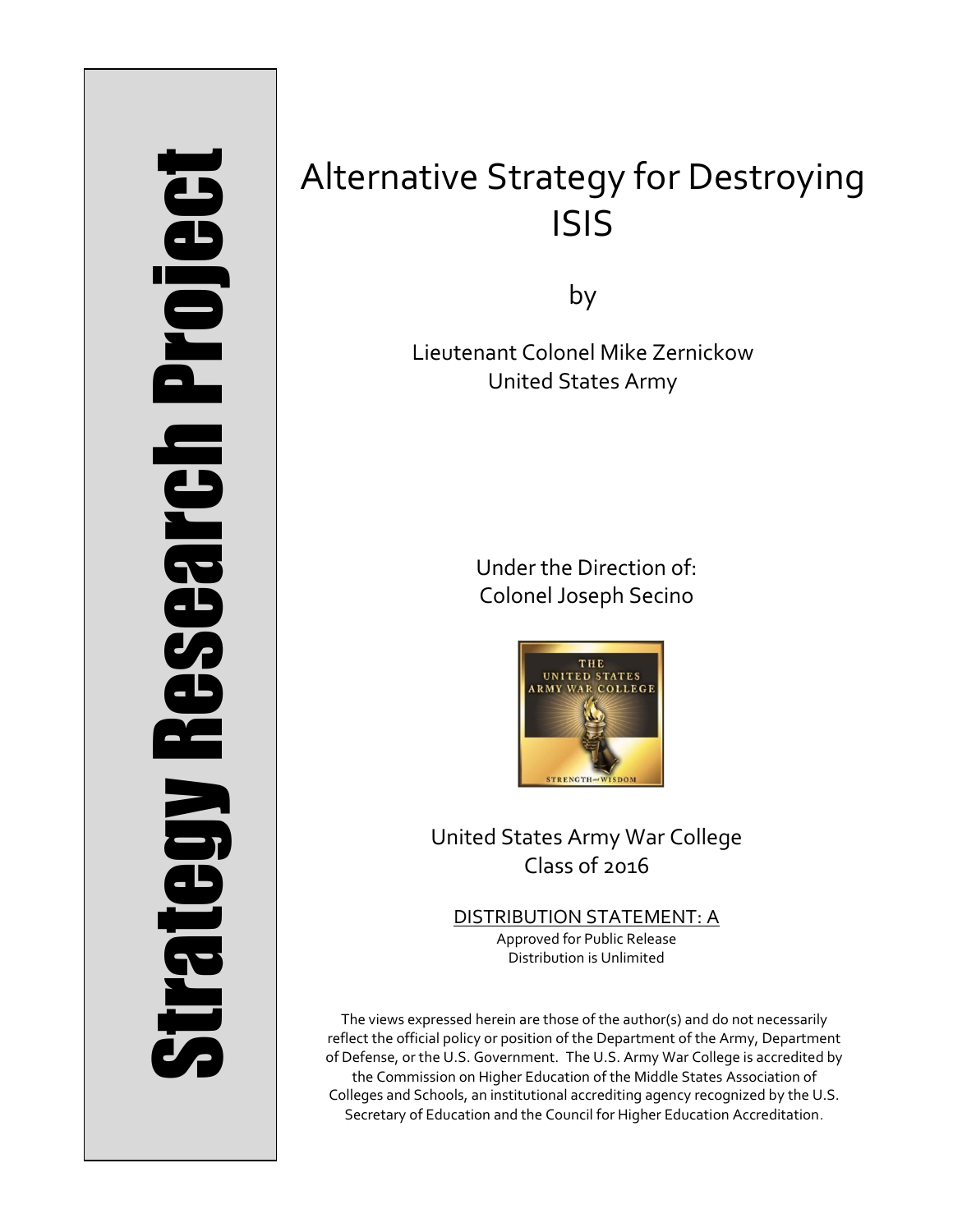Strategy Research Project

# Alternative Strategy for Destroying ISIS

by

Lieutenant Colonel Mike Zernickow
United States Army

Under the Direction of:
Colonel Joseph Secino

United States Army War College
Class of 2016

DISTRIBUTION STATEMENT: A
Approved for Public Release
Distribution is Unlimited

The views expressed herein are those of the author(s) and do not necessarily reflect the official policy or position of the Department of the Army, Department of Defense, or the U.S. Government. The U.S. Army War College is accredited by the Commission on Higher Education of the Middle States Association of Colleges and Schools, an institutional accrediting agency recognized by the U.S. Secretary of Education and the Council for Higher Education Accreditation.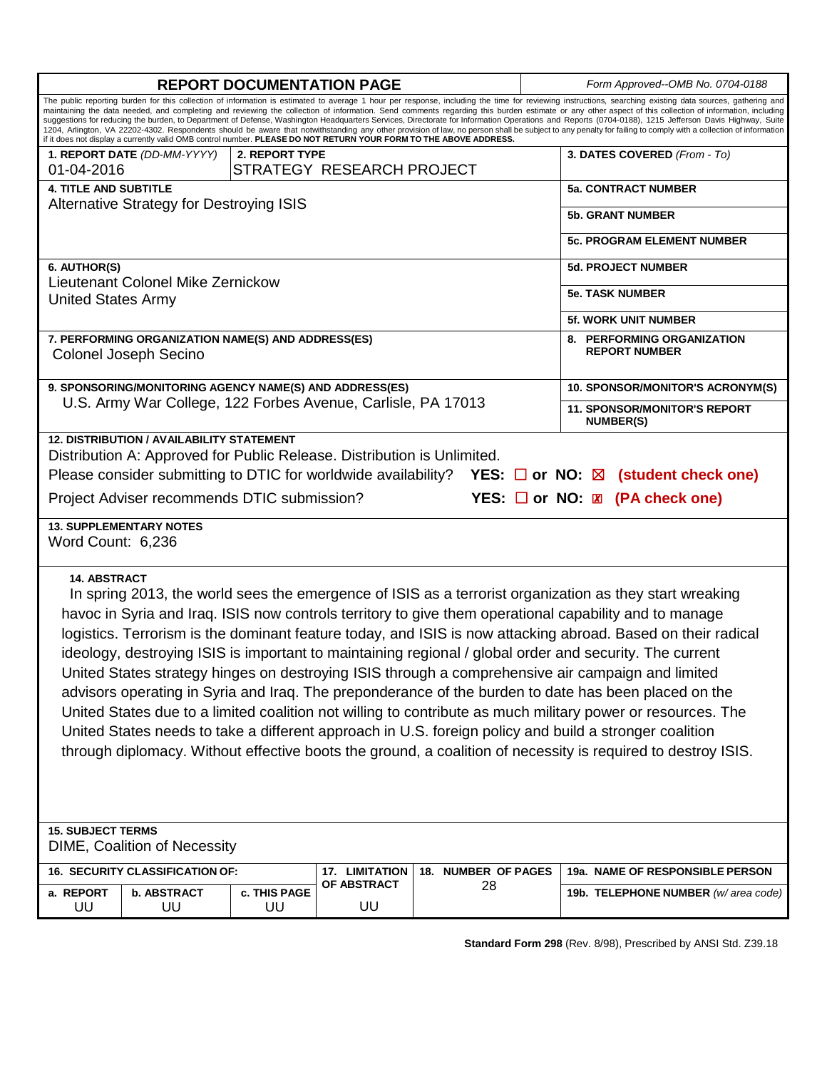# REPORT DOCUMENTATION PAGE

*Form Approved--OMB No. 0704-0188*

The public reporting burden for this collection of information is estimated to average 1 hour per response, including the time for reviewing instructions, searching existing data sources, gathering and maintaining the data needed, and completing and reviewing the collection of information. Send comments regarding this burden estimate or any other aspect of this collection of information, including suggestions for reducing the burden, to Department of Defense, Washington Headquarters Services, Directorate for Information Operations and Reports (0704-0188), 1215 Jefferson Davis Highway, Suite 1204, Arlington, VA 22202-4302. Respondents should be aware that notwithstanding any other provision of law, no person shall be subject to any penalty for failing to comply with a collection of information if it does not display a currently valid OMB control number. **PLEASE DO NOT RETURN YOUR FORM TO THE ABOVE ADDRESS.**

**1. REPORT DATE** *(DD-MM-YYYY)*
01-04-2016

**2. REPORT TYPE**
STRATEGY RESEARCH PROJECT

**3. DATES COVERED** *(From - To)*

**4. TITLE AND SUBTITLE**
Alternative Strategy for Destroying ISIS

**5a. CONTRACT NUMBER**

**5b. GRANT NUMBER**

**5c. PROGRAM ELEMENT NUMBER**

**6. AUTHOR(S)**
Lieutenant Colonel Mike Zernickow
United States Army

**5d. PROJECT NUMBER**

**5e. TASK NUMBER**

**5f. WORK UNIT NUMBER**

**7. PERFORMING ORGANIZATION NAME(S) AND ADDRESS(ES)**
Colonel Joseph Secino

**8. PERFORMING ORGANIZATION REPORT NUMBER**

**9. SPONSORING/MONITORING AGENCY NAME(S) AND ADDRESS(ES)**
U.S. Army War College, 122 Forbes Avenue, Carlisle, PA 17013

**10. SPONSOR/MONITOR'S ACRONYM(S)**

**11. SPONSOR/MONITOR'S REPORT NUMBER(S)**

**12. DISTRIBUTION / AVAILABILITY STATEMENT**
Distribution A: Approved for Public Release. Distribution is Unlimited.

Please consider submitting to DTIC for worldwide availability? **YES: ☐ or NO: ☒ (student check one)**

Project Adviser recommends DTIC submission? **YES: ☐ or NO: ☒ (PA check one)**

**13. SUPPLEMENTARY NOTES**
Word Count: 6,236

**14. ABSTRACT**
In spring 2013, the world sees the emergence of ISIS as a terrorist organization as they start wreaking havoc in Syria and Iraq. ISIS now controls territory to give them operational capability and to manage logistics. Terrorism is the dominant feature today, and ISIS is now attacking abroad. Based on their radical ideology, destroying ISIS is important to maintaining regional / global order and security. The current United States strategy hinges on destroying ISIS through a comprehensive air campaign and limited advisors operating in Syria and Iraq. The preponderance of the burden to date has been placed on the United States due to a limited coalition not willing to contribute as much military power or resources. The United States needs to take a different approach in U.S. foreign policy and build a stronger coalition through diplomacy. Without effective boots the ground, a coalition of necessity is required to destroy ISIS.

**15. SUBJECT TERMS**
DIME, Coalition of Necessity

| 16. SECURITY CLASSIFICATION OF: | | | 17. LIMITATION OF ABSTRACT | 18. NUMBER OF PAGES | 19a. NAME OF RESPONSIBLE PERSON |
|---|---|---|---|---|---|
| a. REPORT | b. ABSTRACT | c. THIS PAGE | | 28 | 19b. TELEPHONE NUMBER *(w/ area code)* |
| UU | UU | UU | UU | | |

**Standard Form 298** (Rev. 8/98), Prescribed by ANSI Std. Z39.18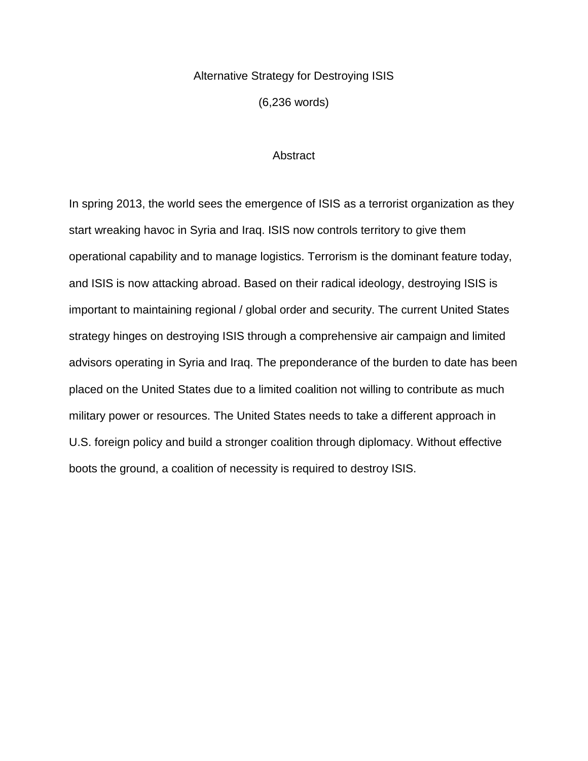# Alternative Strategy for Destroying ISIS

(6,236 words)

## Abstract

In spring 2013, the world sees the emergence of ISIS as a terrorist organization as they start wreaking havoc in Syria and Iraq. ISIS now controls territory to give them operational capability and to manage logistics. Terrorism is the dominant feature today, and ISIS is now attacking abroad. Based on their radical ideology, destroying ISIS is important to maintaining regional / global order and security. The current United States strategy hinges on destroying ISIS through a comprehensive air campaign and limited advisors operating in Syria and Iraq. The preponderance of the burden to date has been placed on the United States due to a limited coalition not willing to contribute as much military power or resources. The United States needs to take a different approach in U.S. foreign policy and build a stronger coalition through diplomacy. Without effective boots the ground, a coalition of necessity is required to destroy ISIS.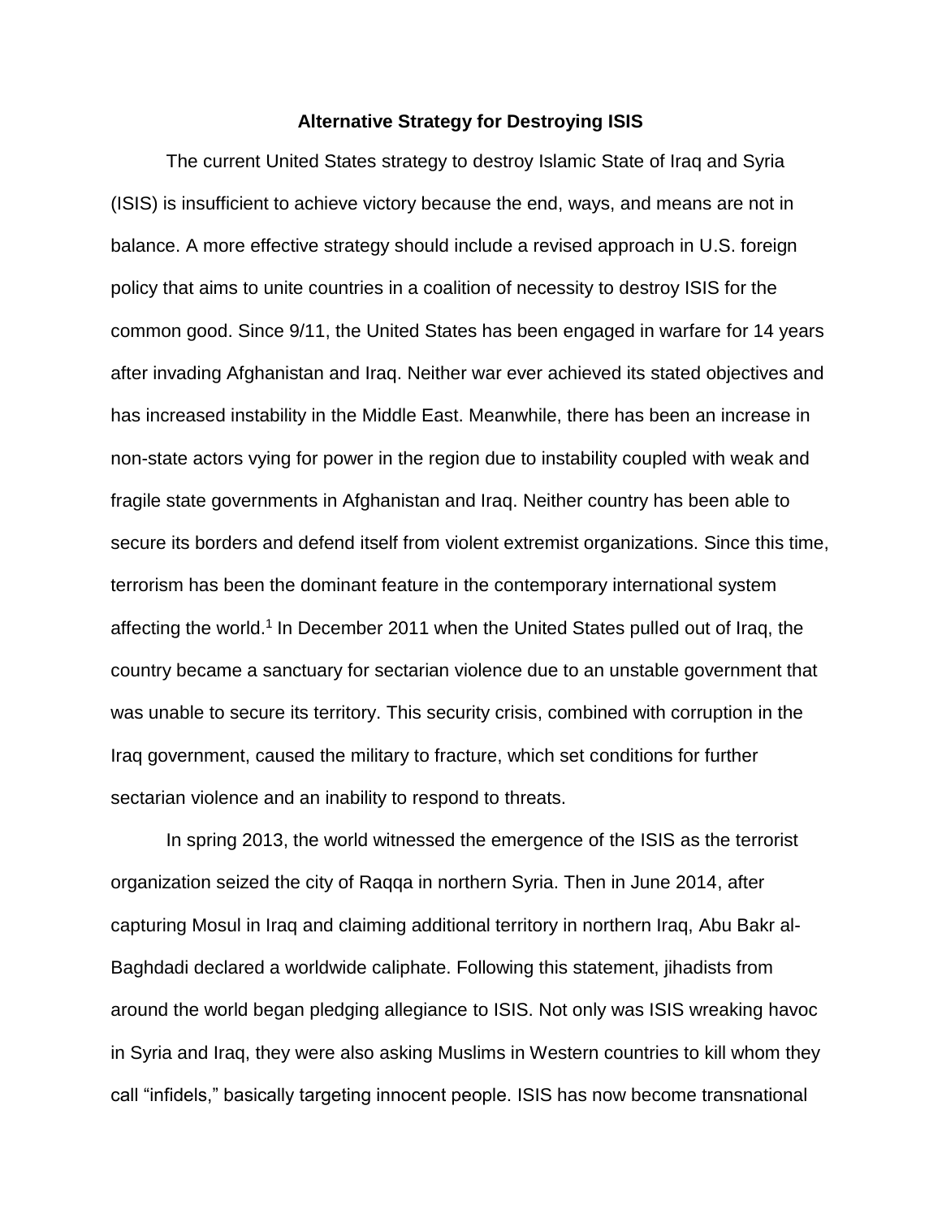**Alternative Strategy for Destroying ISIS**

The current United States strategy to destroy Islamic State of Iraq and Syria (ISIS) is insufficient to achieve victory because the end, ways, and means are not in balance. A more effective strategy should include a revised approach in U.S. foreign policy that aims to unite countries in a coalition of necessity to destroy ISIS for the common good. Since 9/11, the United States has been engaged in warfare for 14 years after invading Afghanistan and Iraq. Neither war ever achieved its stated objectives and has increased instability in the Middle East. Meanwhile, there has been an increase in non-state actors vying for power in the region due to instability coupled with weak and fragile state governments in Afghanistan and Iraq. Neither country has been able to secure its borders and defend itself from violent extremist organizations. Since this time, terrorism has been the dominant feature in the contemporary international system affecting the world.[1] In December 2011 when the United States pulled out of Iraq, the country became a sanctuary for sectarian violence due to an unstable government that was unable to secure its territory. This security crisis, combined with corruption in the Iraq government, caused the military to fracture, which set conditions for further sectarian violence and an inability to respond to threats.

In spring 2013, the world witnessed the emergence of the ISIS as the terrorist organization seized the city of Raqqa in northern Syria. Then in June 2014, after capturing Mosul in Iraq and claiming additional territory in northern Iraq, Abu Bakr al-Baghdadi declared a worldwide caliphate. Following this statement, jihadists from around the world began pledging allegiance to ISIS. Not only was ISIS wreaking havoc in Syria and Iraq, they were also asking Muslims in Western countries to kill whom they call "infidels," basically targeting innocent people. ISIS has now become transnational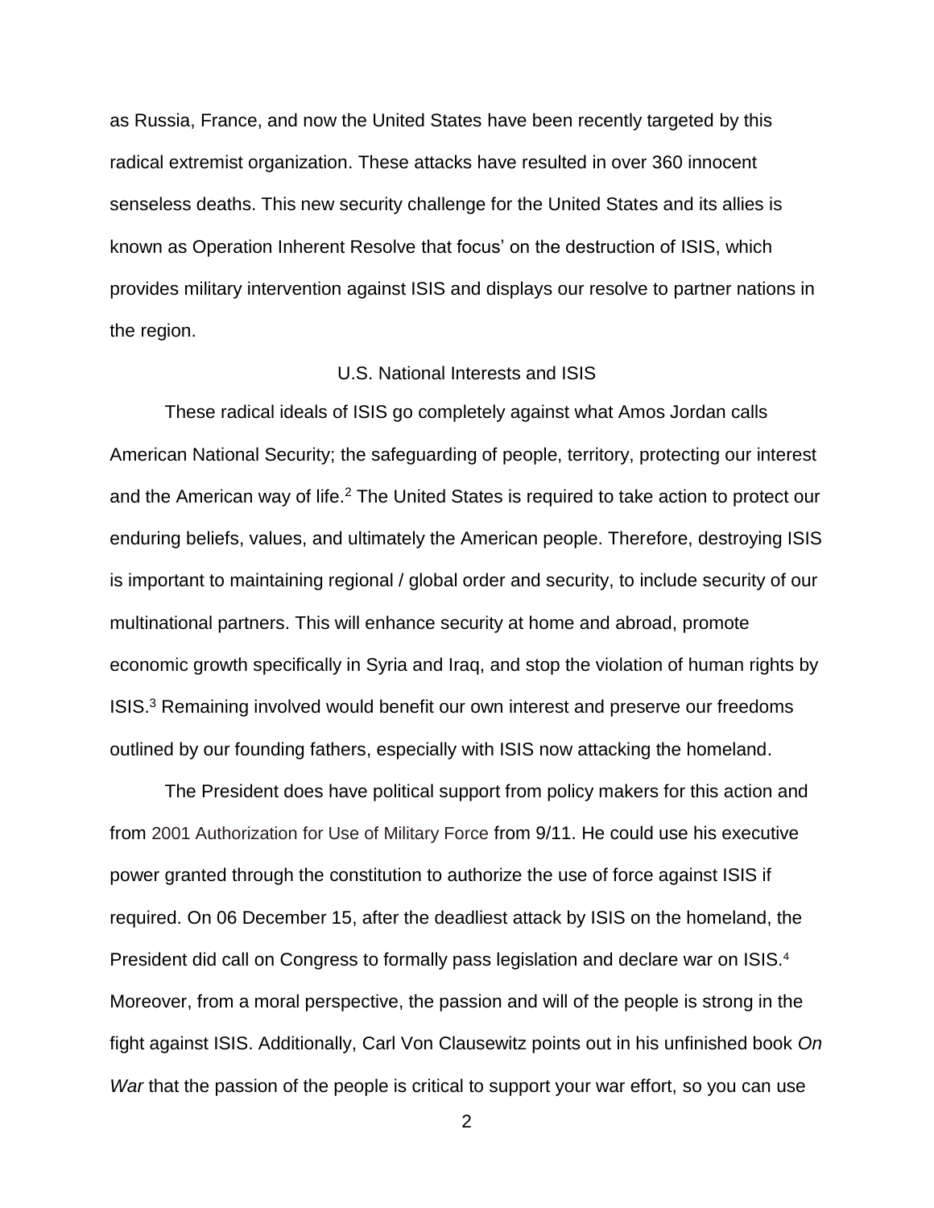as Russia, France, and now the United States have been recently targeted by this radical extremist organization. These attacks have resulted in over 360 innocent senseless deaths. This new security challenge for the United States and its allies is known as Operation Inherent Resolve that focus' on the destruction of ISIS, which provides military intervention against ISIS and displays our resolve to partner nations in the region.

## U.S. National Interests and ISIS

These radical ideals of ISIS go completely against what Amos Jordan calls American National Security; the safeguarding of people, territory, protecting our interest and the American way of life.[2] The United States is required to take action to protect our enduring beliefs, values, and ultimately the American people. Therefore, destroying ISIS is important to maintaining regional / global order and security, to include security of our multinational partners. This will enhance security at home and abroad, promote economic growth specifically in Syria and Iraq, and stop the violation of human rights by ISIS.[3] Remaining involved would benefit our own interest and preserve our freedoms outlined by our founding fathers, especially with ISIS now attacking the homeland.

The President does have political support from policy makers for this action and from 2001 Authorization for Use of Military Force from 9/11. He could use his executive power granted through the constitution to authorize the use of force against ISIS if required. On 06 December 15, after the deadliest attack by ISIS on the homeland, the President did call on Congress to formally pass legislation and declare war on ISIS.[4] Moreover, from a moral perspective, the passion and will of the people is strong in the fight against ISIS. Additionally, Carl Von Clausewitz points out in his unfinished book *On War* that the passion of the people is critical to support your war effort, so you can use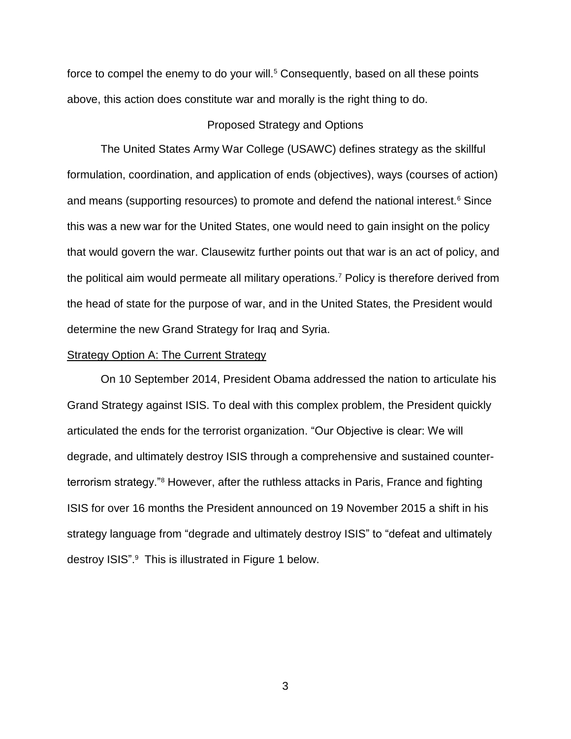force to compel the enemy to do your will.[5] Consequently, based on all these points above, this action does constitute war and morally is the right thing to do.

## Proposed Strategy and Options

The United States Army War College (USAWC) defines strategy as the skillful formulation, coordination, and application of ends (objectives), ways (courses of action) and means (supporting resources) to promote and defend the national interest.[6] Since this was a new war for the United States, one would need to gain insight on the policy that would govern the war. Clausewitz further points out that war is an act of policy, and the political aim would permeate all military operations.[7] Policy is therefore derived from the head of state for the purpose of war, and in the United States, the President would determine the new Grand Strategy for Iraq and Syria.

### Strategy Option A: The Current Strategy

On 10 September 2014, President Obama addressed the nation to articulate his Grand Strategy against ISIS. To deal with this complex problem, the President quickly articulated the ends for the terrorist organization. "Our Objective is clear: We will degrade, and ultimately destroy ISIS through a comprehensive and sustained counter-terrorism strategy."[8] However, after the ruthless attacks in Paris, France and fighting ISIS for over 16 months the President announced on 19 November 2015 a shift in his strategy language from "degrade and ultimately destroy ISIS" to "defeat and ultimately destroy ISIS".[9] This is illustrated in Figure 1 below.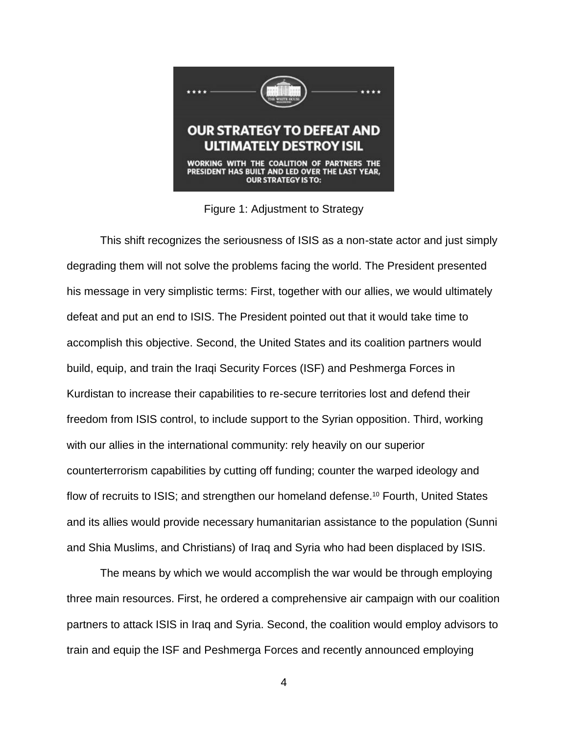THE WHITE HOUSE

**OUR STRATEGY TO DEFEAT AND ULTIMATELY DESTROY ISIL**

WORKING WITH THE COALITION OF PARTNERS THE PRESIDENT HAS BUILT AND LED OVER THE LAST YEAR, OUR STRATEGY IS TO:

Figure 1: Adjustment to Strategy

This shift recognizes the seriousness of ISIS as a non-state actor and just simply degrading them will not solve the problems facing the world. The President presented his message in very simplistic terms: First, together with our allies, we would ultimately defeat and put an end to ISIS. The President pointed out that it would take time to accomplish this objective. Second, the United States and its coalition partners would build, equip, and train the Iraqi Security Forces (ISF) and Peshmerga Forces in Kurdistan to increase their capabilities to re-secure territories lost and defend their freedom from ISIS control, to include support to the Syrian opposition. Third, working with our allies in the international community: rely heavily on our superior counterterrorism capabilities by cutting off funding; counter the warped ideology and flow of recruits to ISIS; and strengthen our homeland defense.[10] Fourth, United States and its allies would provide necessary humanitarian assistance to the population (Sunni and Shia Muslims, and Christians) of Iraq and Syria who had been displaced by ISIS.

The means by which we would accomplish the war would be through employing three main resources. First, he ordered a comprehensive air campaign with our coalition partners to attack ISIS in Iraq and Syria. Second, the coalition would employ advisors to train and equip the ISF and Peshmerga Forces and recently announced employing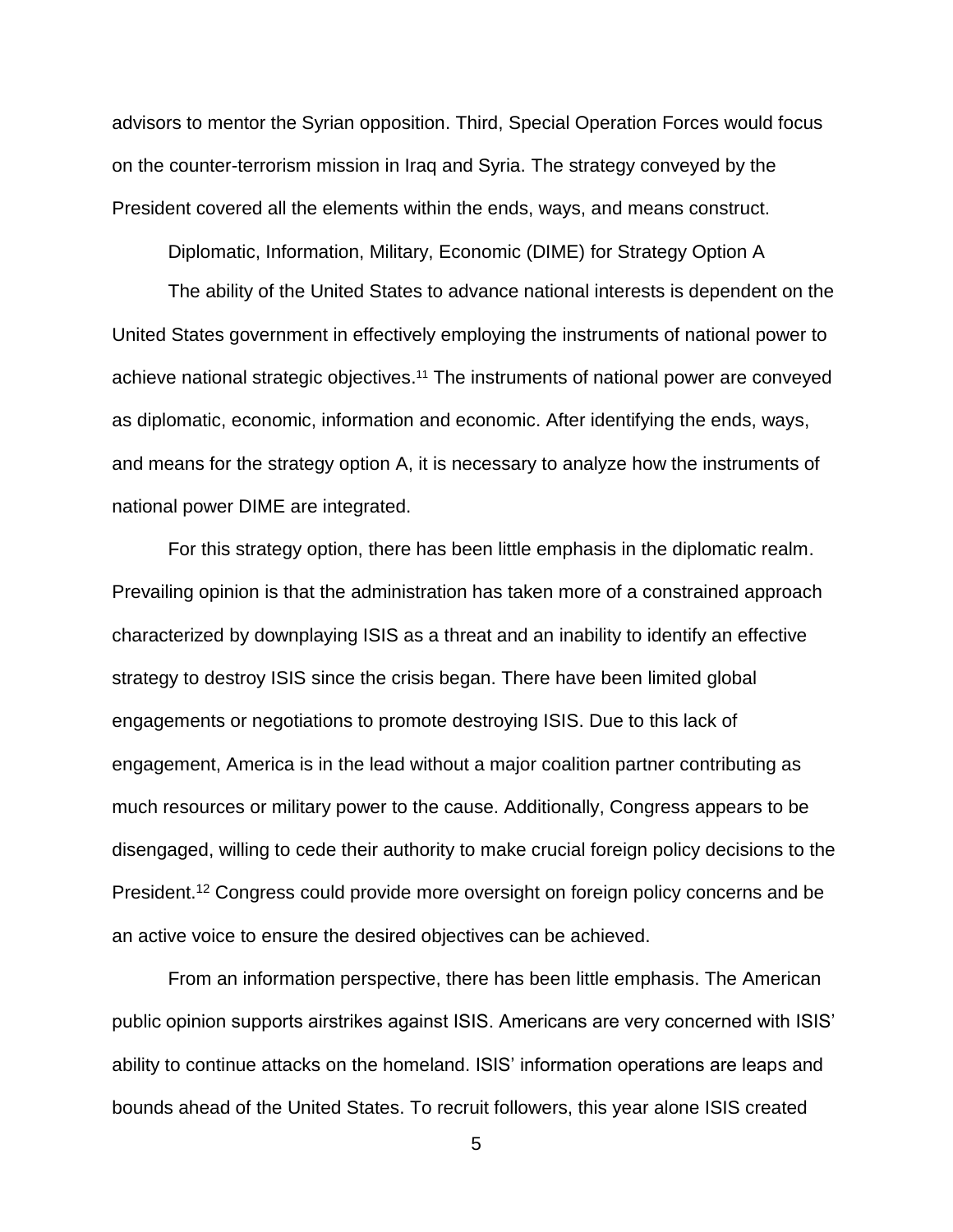advisors to mentor the Syrian opposition. Third, Special Operation Forces would focus on the counter-terrorism mission in Iraq and Syria. The strategy conveyed by the President covered all the elements within the ends, ways, and means construct.

## Diplomatic, Information, Military, Economic (DIME) for Strategy Option A

The ability of the United States to advance national interests is dependent on the United States government in effectively employing the instruments of national power to achieve national strategic objectives.[11] The instruments of national power are conveyed as diplomatic, economic, information and economic. After identifying the ends, ways, and means for the strategy option A, it is necessary to analyze how the instruments of national power DIME are integrated.

For this strategy option, there has been little emphasis in the diplomatic realm. Prevailing opinion is that the administration has taken more of a constrained approach characterized by downplaying ISIS as a threat and an inability to identify an effective strategy to destroy ISIS since the crisis began. There have been limited global engagements or negotiations to promote destroying ISIS. Due to this lack of engagement, America is in the lead without a major coalition partner contributing as much resources or military power to the cause. Additionally, Congress appears to be disengaged, willing to cede their authority to make crucial foreign policy decisions to the President.[12] Congress could provide more oversight on foreign policy concerns and be an active voice to ensure the desired objectives can be achieved.

From an information perspective, there has been little emphasis. The American public opinion supports airstrikes against ISIS. Americans are very concerned with ISIS' ability to continue attacks on the homeland. ISIS' information operations are leaps and bounds ahead of the United States. To recruit followers, this year alone ISIS created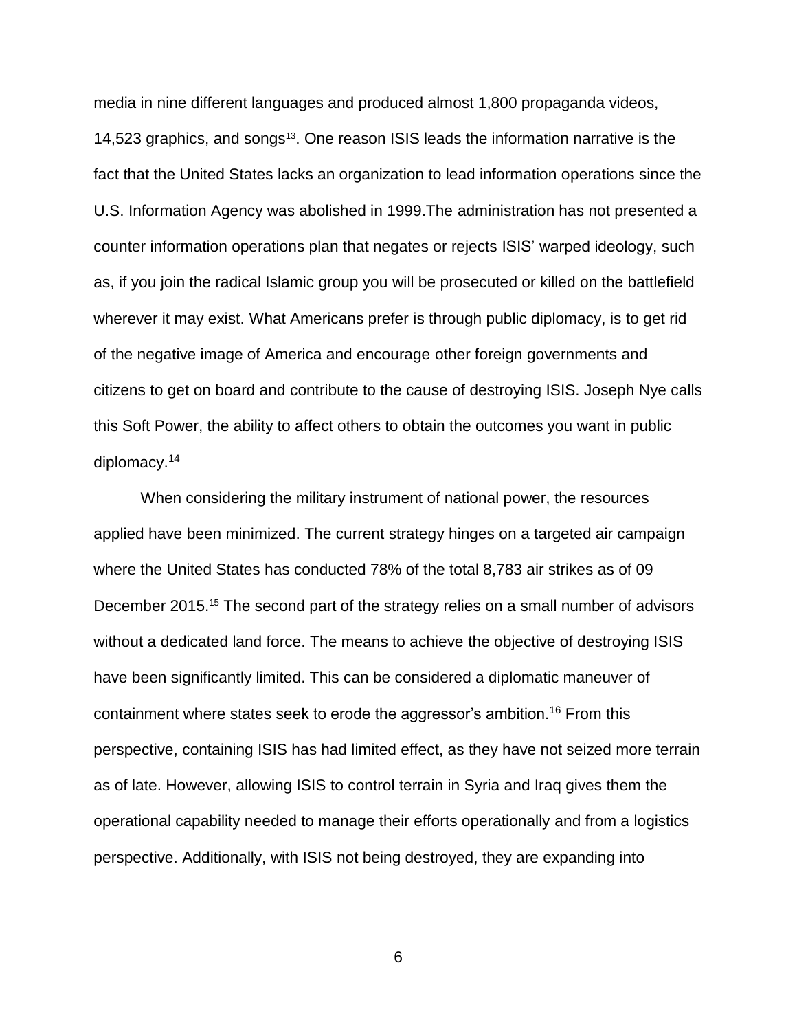media in nine different languages and produced almost 1,800 propaganda videos, 14,523 graphics, and songs[13]. One reason ISIS leads the information narrative is the fact that the United States lacks an organization to lead information operations since the U.S. Information Agency was abolished in 1999.The administration has not presented a counter information operations plan that negates or rejects ISIS' warped ideology, such as, if you join the radical Islamic group you will be prosecuted or killed on the battlefield wherever it may exist. What Americans prefer is through public diplomacy, is to get rid of the negative image of America and encourage other foreign governments and citizens to get on board and contribute to the cause of destroying ISIS. Joseph Nye calls this Soft Power, the ability to affect others to obtain the outcomes you want in public diplomacy.[14]

When considering the military instrument of national power, the resources applied have been minimized. The current strategy hinges on a targeted air campaign where the United States has conducted 78% of the total 8,783 air strikes as of 09 December 2015.[15] The second part of the strategy relies on a small number of advisors without a dedicated land force. The means to achieve the objective of destroying ISIS have been significantly limited. This can be considered a diplomatic maneuver of containment where states seek to erode the aggressor's ambition.[16] From this perspective, containing ISIS has had limited effect, as they have not seized more terrain as of late. However, allowing ISIS to control terrain in Syria and Iraq gives them the operational capability needed to manage their efforts operationally and from a logistics perspective. Additionally, with ISIS not being destroyed, they are expanding into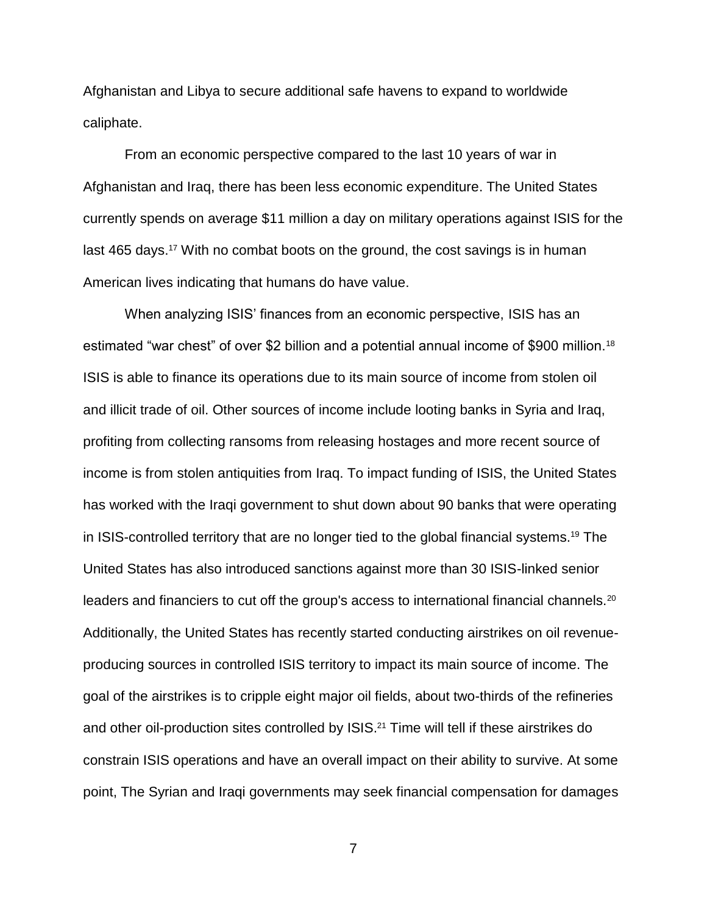Afghanistan and Libya to secure additional safe havens to expand to worldwide caliphate.

From an economic perspective compared to the last 10 years of war in Afghanistan and Iraq, there has been less economic expenditure. The United States currently spends on average $11 million a day on military operations against ISIS for the last 465 days.[17] With no combat boots on the ground, the cost savings is in human American lives indicating that humans do have value.

When analyzing ISIS' finances from an economic perspective, ISIS has an estimated "war chest" of over $2 billion and a potential annual income of $900 million.[18] ISIS is able to finance its operations due to its main source of income from stolen oil and illicit trade of oil. Other sources of income include looting banks in Syria and Iraq, profiting from collecting ransoms from releasing hostages and more recent source of income is from stolen antiquities from Iraq. To impact funding of ISIS, the United States has worked with the Iraqi government to shut down about 90 banks that were operating in ISIS-controlled territory that are no longer tied to the global financial systems.[19] The United States has also introduced sanctions against more than 30 ISIS-linked senior leaders and financiers to cut off the group's access to international financial channels.[20] Additionally, the United States has recently started conducting airstrikes on oil revenue-producing sources in controlled ISIS territory to impact its main source of income. The goal of the airstrikes is to cripple eight major oil fields, about two-thirds of the refineries and other oil-production sites controlled by ISIS.[21] Time will tell if these airstrikes do constrain ISIS operations and have an overall impact on their ability to survive. At some point, The Syrian and Iraqi governments may seek financial compensation for damages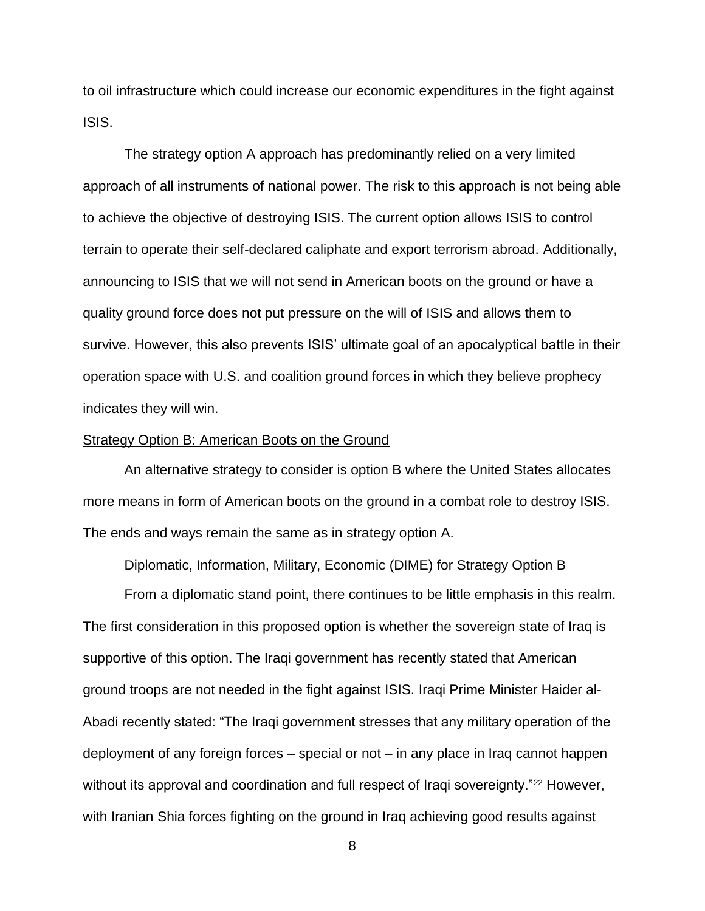to oil infrastructure which could increase our economic expenditures in the fight against ISIS.

The strategy option A approach has predominantly relied on a very limited approach of all instruments of national power. The risk to this approach is not being able to achieve the objective of destroying ISIS. The current option allows ISIS to control terrain to operate their self-declared caliphate and export terrorism abroad. Additionally, announcing to ISIS that we will not send in American boots on the ground or have a quality ground force does not put pressure on the will of ISIS and allows them to survive. However, this also prevents ISIS' ultimate goal of an apocalyptical battle in their operation space with U.S. and coalition ground forces in which they believe prophecy indicates they will win.

## Strategy Option B: American Boots on the Ground

An alternative strategy to consider is option B where the United States allocates more means in form of American boots on the ground in a combat role to destroy ISIS. The ends and ways remain the same as in strategy option A.

### Diplomatic, Information, Military, Economic (DIME) for Strategy Option B

From a diplomatic stand point, there continues to be little emphasis in this realm. The first consideration in this proposed option is whether the sovereign state of Iraq is supportive of this option. The Iraqi government has recently stated that American ground troops are not needed in the fight against ISIS. Iraqi Prime Minister Haider al-Abadi recently stated: "The Iraqi government stresses that any military operation of the deployment of any foreign forces – special or not – in any place in Iraq cannot happen without its approval and coordination and full respect of Iraqi sovereignty."[22] However, with Iranian Shia forces fighting on the ground in Iraq achieving good results against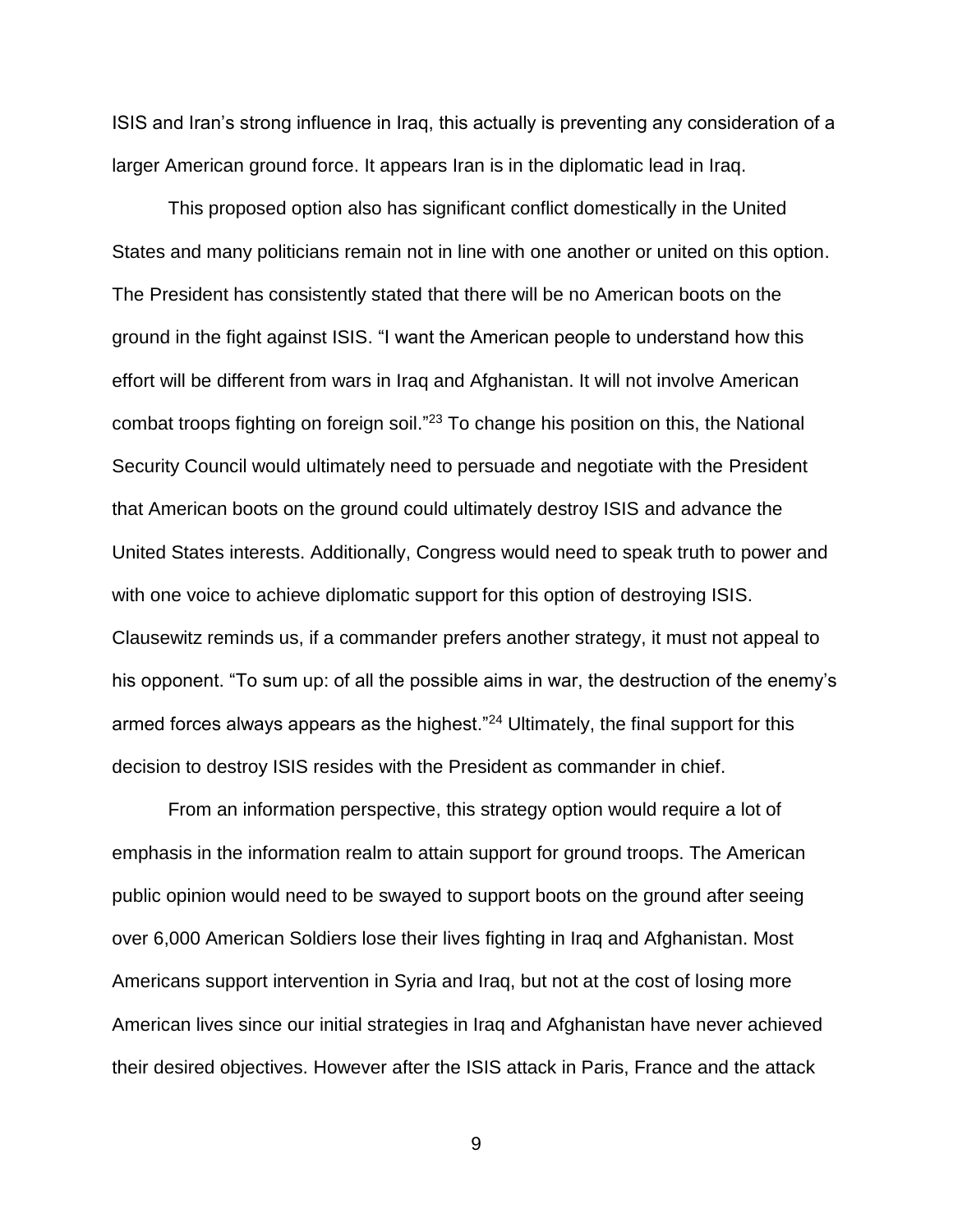ISIS and Iran's strong influence in Iraq, this actually is preventing any consideration of a larger American ground force. It appears Iran is in the diplomatic lead in Iraq.

This proposed option also has significant conflict domestically in the United States and many politicians remain not in line with one another or united on this option. The President has consistently stated that there will be no American boots on the ground in the fight against ISIS. "I want the American people to understand how this effort will be different from wars in Iraq and Afghanistan. It will not involve American combat troops fighting on foreign soil."[23] To change his position on this, the National Security Council would ultimately need to persuade and negotiate with the President that American boots on the ground could ultimately destroy ISIS and advance the United States interests. Additionally, Congress would need to speak truth to power and with one voice to achieve diplomatic support for this option of destroying ISIS. Clausewitz reminds us, if a commander prefers another strategy, it must not appeal to his opponent. "To sum up: of all the possible aims in war, the destruction of the enemy's armed forces always appears as the highest."[24] Ultimately, the final support for this decision to destroy ISIS resides with the President as commander in chief.

From an information perspective, this strategy option would require a lot of emphasis in the information realm to attain support for ground troops. The American public opinion would need to be swayed to support boots on the ground after seeing over 6,000 American Soldiers lose their lives fighting in Iraq and Afghanistan. Most Americans support intervention in Syria and Iraq, but not at the cost of losing more American lives since our initial strategies in Iraq and Afghanistan have never achieved their desired objectives. However after the ISIS attack in Paris, France and the attack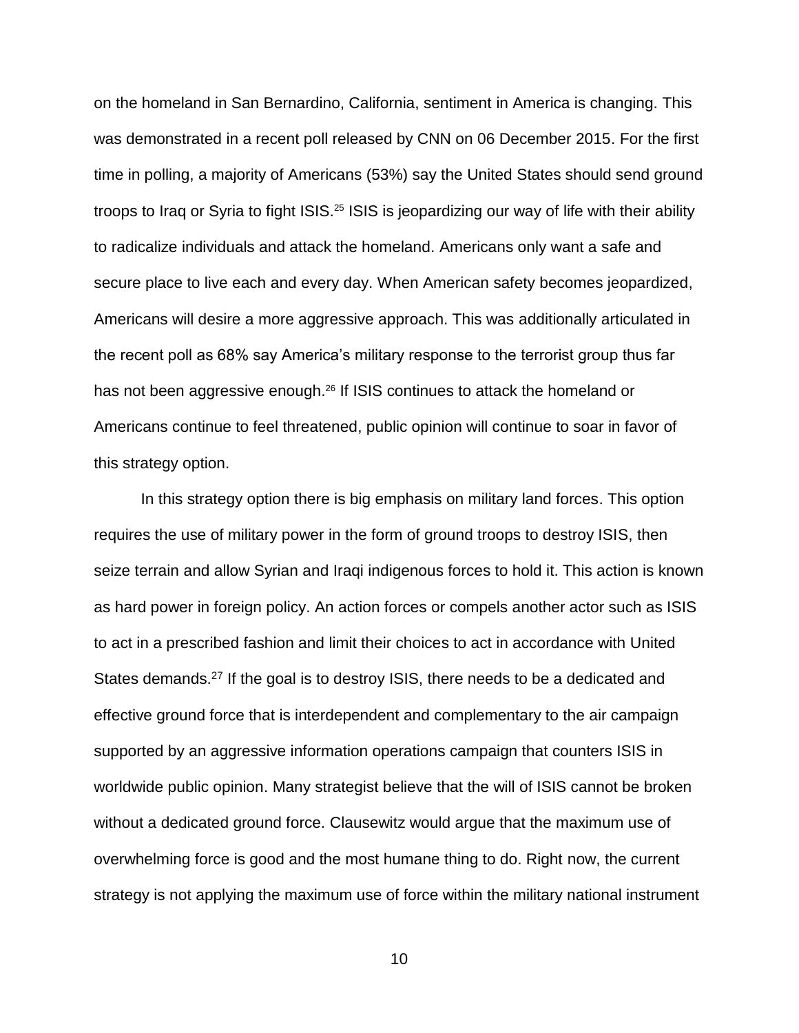on the homeland in San Bernardino, California, sentiment in America is changing. This was demonstrated in a recent poll released by CNN on 06 December 2015. For the first time in polling, a majority of Americans (53%) say the United States should send ground troops to Iraq or Syria to fight ISIS.[25] ISIS is jeopardizing our way of life with their ability to radicalize individuals and attack the homeland. Americans only want a safe and secure place to live each and every day. When American safety becomes jeopardized, Americans will desire a more aggressive approach. This was additionally articulated in the recent poll as 68% say America's military response to the terrorist group thus far has not been aggressive enough.[26] If ISIS continues to attack the homeland or Americans continue to feel threatened, public opinion will continue to soar in favor of this strategy option.

In this strategy option there is big emphasis on military land forces. This option requires the use of military power in the form of ground troops to destroy ISIS, then seize terrain and allow Syrian and Iraqi indigenous forces to hold it. This action is known as hard power in foreign policy. An action forces or compels another actor such as ISIS to act in a prescribed fashion and limit their choices to act in accordance with United States demands.[27] If the goal is to destroy ISIS, there needs to be a dedicated and effective ground force that is interdependent and complementary to the air campaign supported by an aggressive information operations campaign that counters ISIS in worldwide public opinion. Many strategist believe that the will of ISIS cannot be broken without a dedicated ground force. Clausewitz would argue that the maximum use of overwhelming force is good and the most humane thing to do. Right now, the current strategy is not applying the maximum use of force within the military national instrument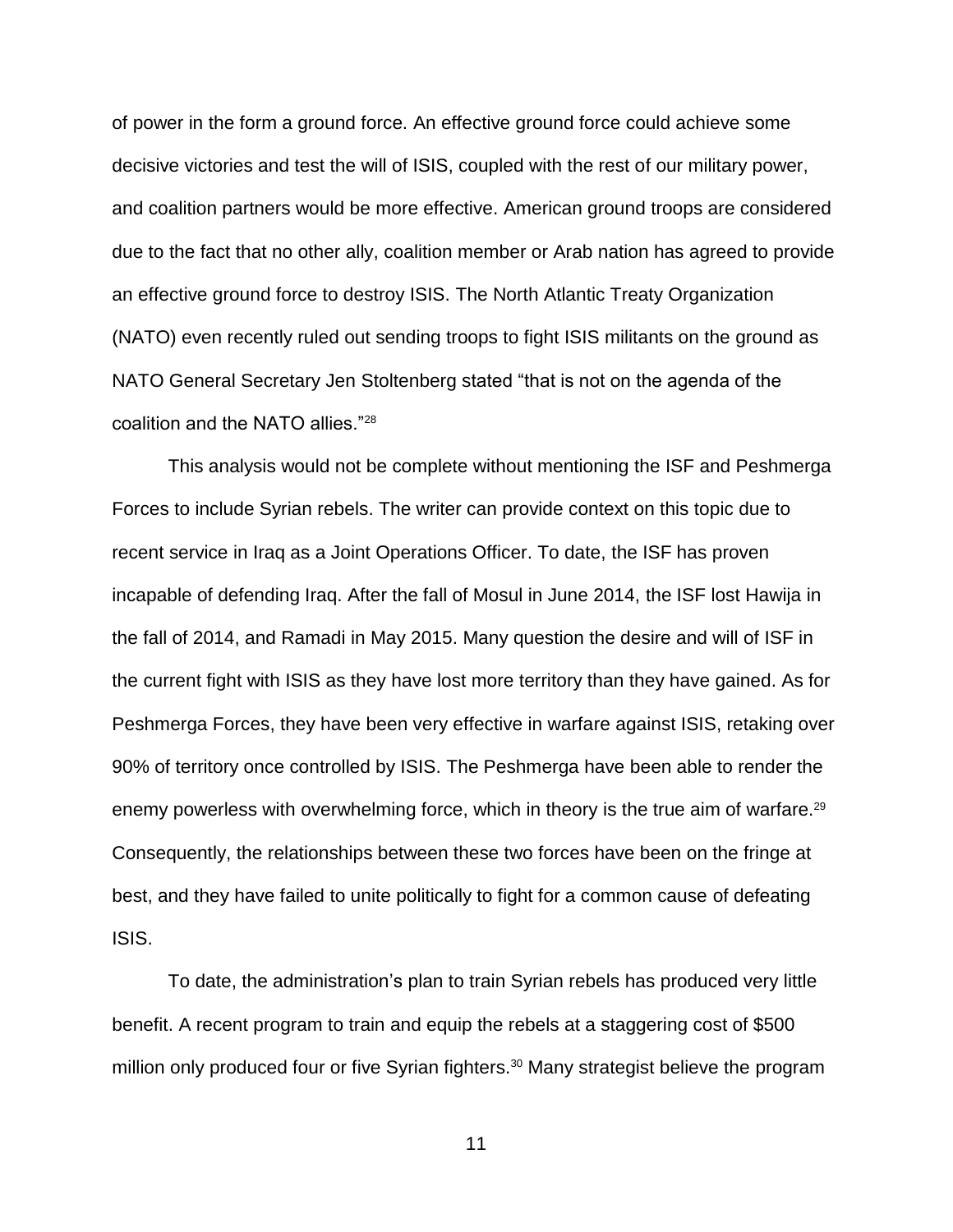of power in the form a ground force. An effective ground force could achieve some decisive victories and test the will of ISIS, coupled with the rest of our military power, and coalition partners would be more effective. American ground troops are considered due to the fact that no other ally, coalition member or Arab nation has agreed to provide an effective ground force to destroy ISIS. The North Atlantic Treaty Organization (NATO) even recently ruled out sending troops to fight ISIS militants on the ground as NATO General Secretary Jen Stoltenberg stated "that is not on the agenda of the coalition and the NATO allies."[28]

This analysis would not be complete without mentioning the ISF and Peshmerga Forces to include Syrian rebels. The writer can provide context on this topic due to recent service in Iraq as a Joint Operations Officer. To date, the ISF has proven incapable of defending Iraq. After the fall of Mosul in June 2014, the ISF lost Hawija in the fall of 2014, and Ramadi in May 2015. Many question the desire and will of ISF in the current fight with ISIS as they have lost more territory than they have gained. As for Peshmerga Forces, they have been very effective in warfare against ISIS, retaking over 90% of territory once controlled by ISIS. The Peshmerga have been able to render the enemy powerless with overwhelming force, which in theory is the true aim of warfare.[29] Consequently, the relationships between these two forces have been on the fringe at best, and they have failed to unite politically to fight for a common cause of defeating ISIS.

To date, the administration's plan to train Syrian rebels has produced very little benefit. A recent program to train and equip the rebels at a staggering cost of $500 million only produced four or five Syrian fighters.[30] Many strategist believe the program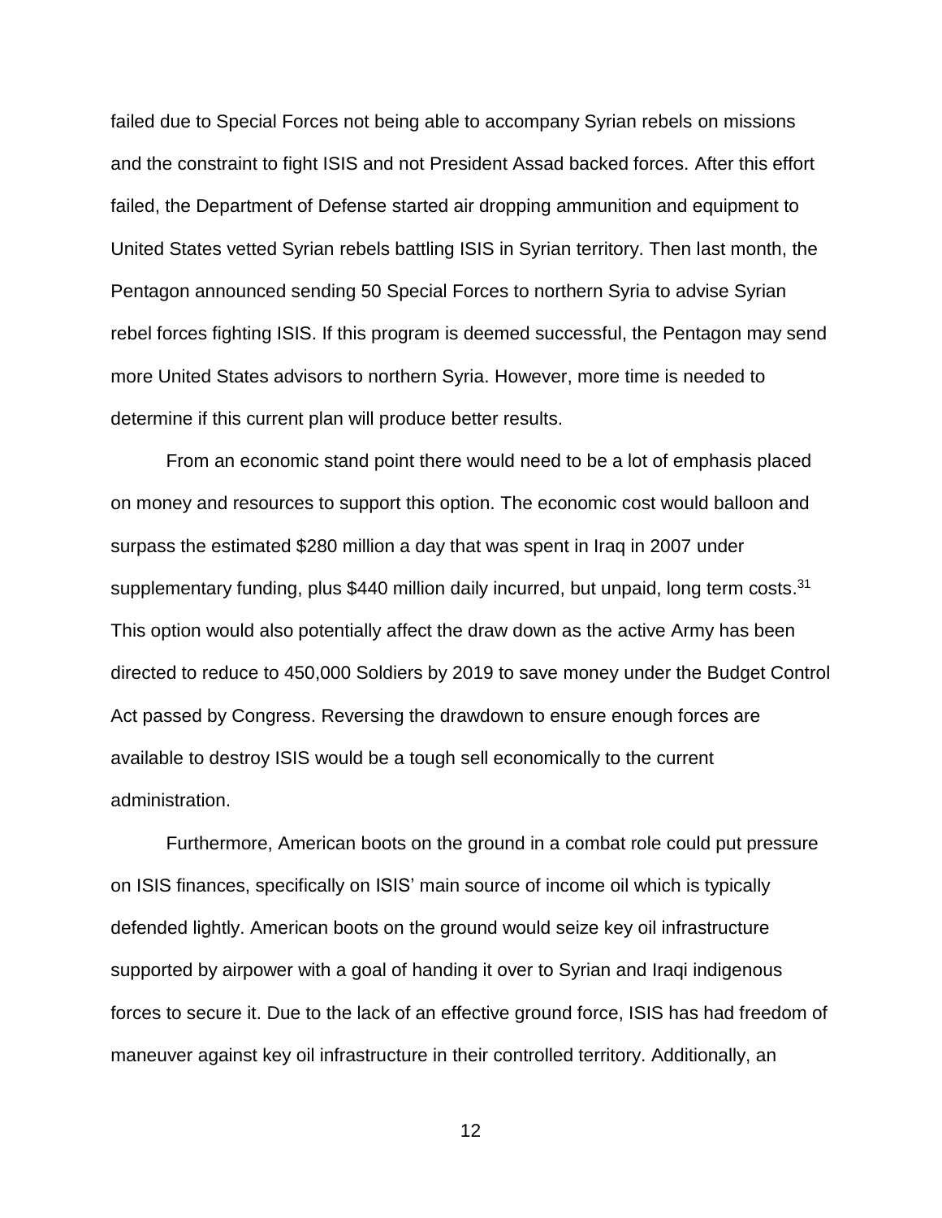failed due to Special Forces not being able to accompany Syrian rebels on missions and the constraint to fight ISIS and not President Assad backed forces. After this effort failed, the Department of Defense started air dropping ammunition and equipment to United States vetted Syrian rebels battling ISIS in Syrian territory. Then last month, the Pentagon announced sending 50 Special Forces to northern Syria to advise Syrian rebel forces fighting ISIS. If this program is deemed successful, the Pentagon may send more United States advisors to northern Syria. However, more time is needed to determine if this current plan will produce better results.

From an economic stand point there would need to be a lot of emphasis placed on money and resources to support this option. The economic cost would balloon and surpass the estimated $280 million a day that was spent in Iraq in 2007 under supplementary funding, plus $440 million daily incurred, but unpaid, long term costs.[31] This option would also potentially affect the draw down as the active Army has been directed to reduce to 450,000 Soldiers by 2019 to save money under the Budget Control Act passed by Congress. Reversing the drawdown to ensure enough forces are available to destroy ISIS would be a tough sell economically to the current administration.

Furthermore, American boots on the ground in a combat role could put pressure on ISIS finances, specifically on ISIS' main source of income oil which is typically defended lightly. American boots on the ground would seize key oil infrastructure supported by airpower with a goal of handing it over to Syrian and Iraqi indigenous forces to secure it. Due to the lack of an effective ground force, ISIS has had freedom of maneuver against key oil infrastructure in their controlled territory. Additionally, an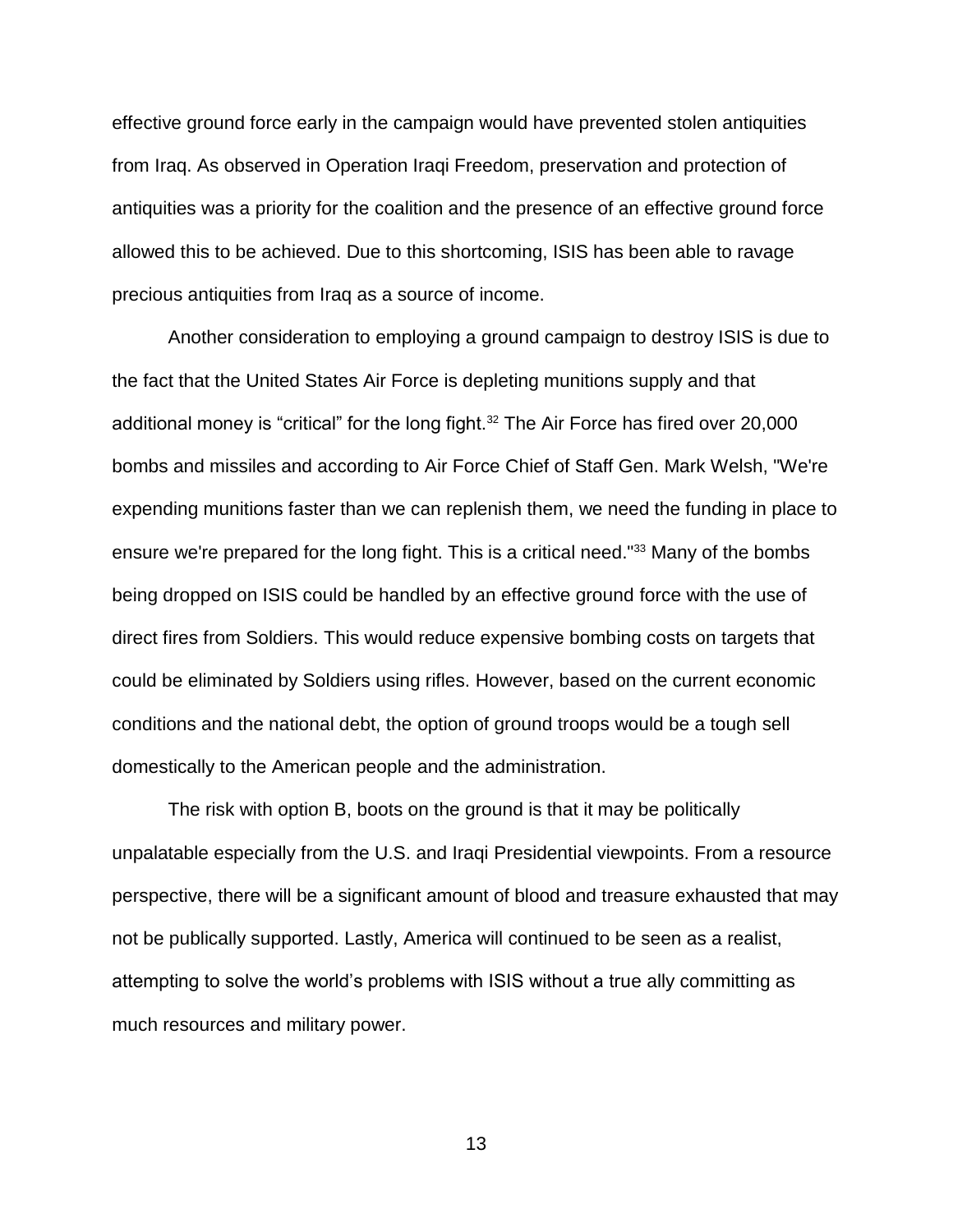effective ground force early in the campaign would have prevented stolen antiquities from Iraq. As observed in Operation Iraqi Freedom, preservation and protection of antiquities was a priority for the coalition and the presence of an effective ground force allowed this to be achieved. Due to this shortcoming, ISIS has been able to ravage precious antiquities from Iraq as a source of income.

Another consideration to employing a ground campaign to destroy ISIS is due to the fact that the United States Air Force is depleting munitions supply and that additional money is "critical" for the long fight.[32] The Air Force has fired over 20,000 bombs and missiles and according to Air Force Chief of Staff Gen. Mark Welsh, "We're expending munitions faster than we can replenish them, we need the funding in place to ensure we're prepared for the long fight. This is a critical need."[33] Many of the bombs being dropped on ISIS could be handled by an effective ground force with the use of direct fires from Soldiers. This would reduce expensive bombing costs on targets that could be eliminated by Soldiers using rifles. However, based on the current economic conditions and the national debt, the option of ground troops would be a tough sell domestically to the American people and the administration.

The risk with option B, boots on the ground is that it may be politically unpalatable especially from the U.S. and Iraqi Presidential viewpoints. From a resource perspective, there will be a significant amount of blood and treasure exhausted that may not be publically supported. Lastly, America will continued to be seen as a realist, attempting to solve the world's problems with ISIS without a true ally committing as much resources and military power.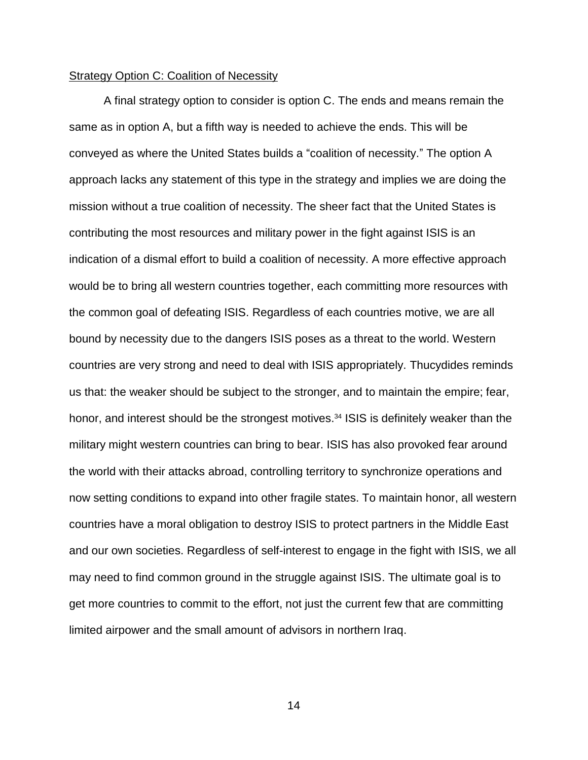Strategy Option C: Coalition of Necessity

A final strategy option to consider is option C. The ends and means remain the same as in option A, but a fifth way is needed to achieve the ends. This will be conveyed as where the United States builds a "coalition of necessity." The option A approach lacks any statement of this type in the strategy and implies we are doing the mission without a true coalition of necessity. The sheer fact that the United States is contributing the most resources and military power in the fight against ISIS is an indication of a dismal effort to build a coalition of necessity. A more effective approach would be to bring all western countries together, each committing more resources with the common goal of defeating ISIS. Regardless of each countries motive, we are all bound by necessity due to the dangers ISIS poses as a threat to the world. Western countries are very strong and need to deal with ISIS appropriately. Thucydides reminds us that: the weaker should be subject to the stronger, and to maintain the empire; fear, honor, and interest should be the strongest motives.[34] ISIS is definitely weaker than the military might western countries can bring to bear. ISIS has also provoked fear around the world with their attacks abroad, controlling territory to synchronize operations and now setting conditions to expand into other fragile states. To maintain honor, all western countries have a moral obligation to destroy ISIS to protect partners in the Middle East and our own societies. Regardless of self-interest to engage in the fight with ISIS, we all may need to find common ground in the struggle against ISIS. The ultimate goal is to get more countries to commit to the effort, not just the current few that are committing limited airpower and the small amount of advisors in northern Iraq.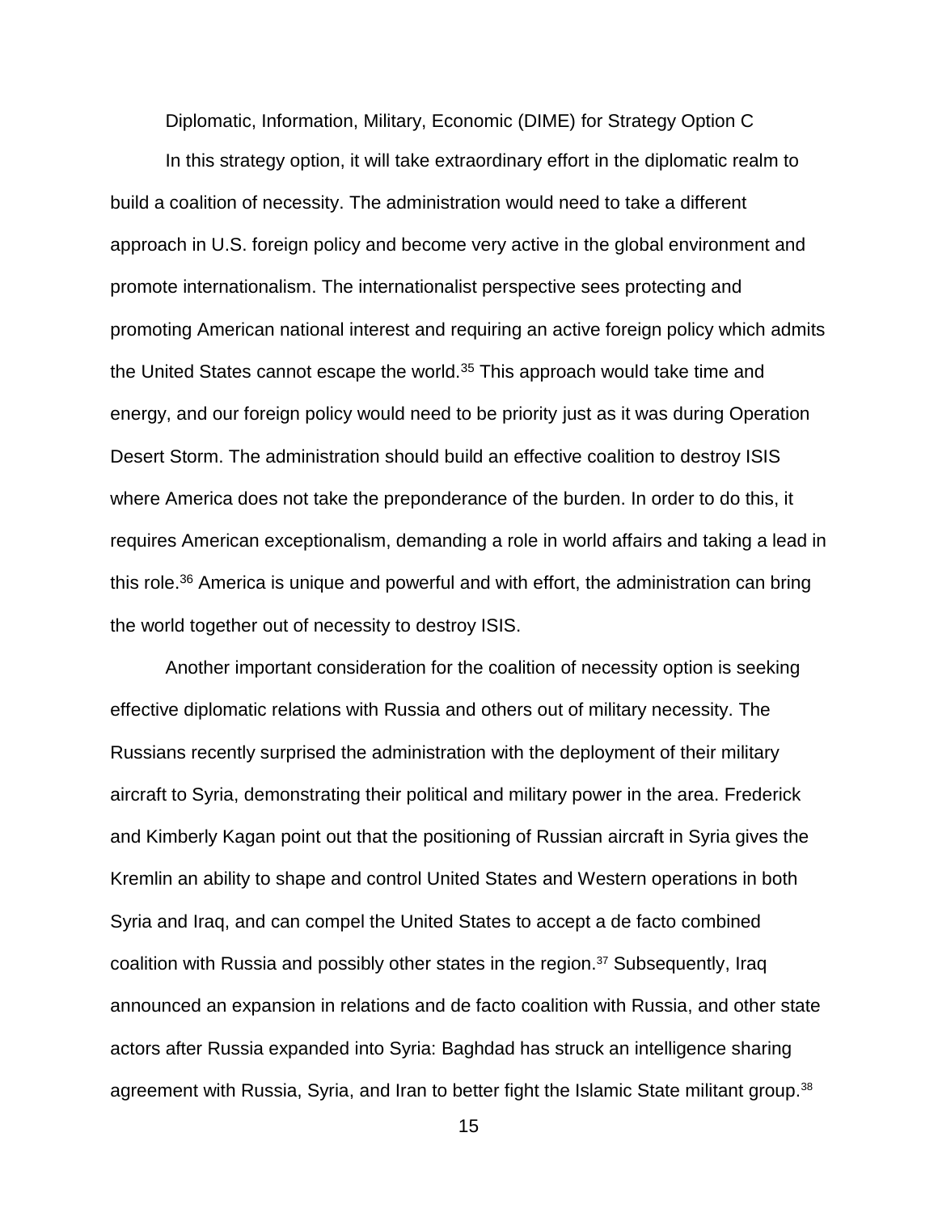### Diplomatic, Information, Military, Economic (DIME) for Strategy Option C

In this strategy option, it will take extraordinary effort in the diplomatic realm to build a coalition of necessity. The administration would need to take a different approach in U.S. foreign policy and become very active in the global environment and promote internationalism. The internationalist perspective sees protecting and promoting American national interest and requiring an active foreign policy which admits the United States cannot escape the world.[35] This approach would take time and energy, and our foreign policy would need to be priority just as it was during Operation Desert Storm. The administration should build an effective coalition to destroy ISIS where America does not take the preponderance of the burden. In order to do this, it requires American exceptionalism, demanding a role in world affairs and taking a lead in this role.[36] America is unique and powerful and with effort, the administration can bring the world together out of necessity to destroy ISIS.

Another important consideration for the coalition of necessity option is seeking effective diplomatic relations with Russia and others out of military necessity. The Russians recently surprised the administration with the deployment of their military aircraft to Syria, demonstrating their political and military power in the area. Frederick and Kimberly Kagan point out that the positioning of Russian aircraft in Syria gives the Kremlin an ability to shape and control United States and Western operations in both Syria and Iraq, and can compel the United States to accept a de facto combined coalition with Russia and possibly other states in the region.[37] Subsequently, Iraq announced an expansion in relations and de facto coalition with Russia, and other state actors after Russia expanded into Syria: Baghdad has struck an intelligence sharing agreement with Russia, Syria, and Iran to better fight the Islamic State militant group.[38]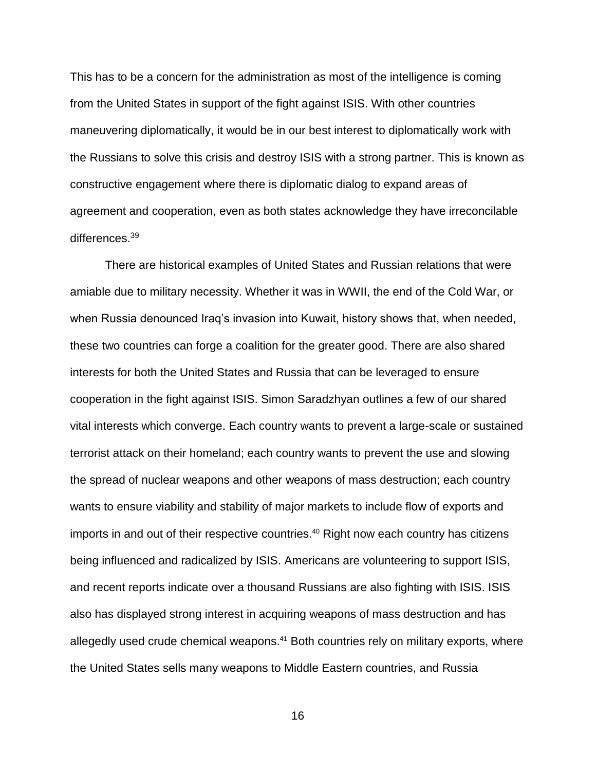This has to be a concern for the administration as most of the intelligence is coming from the United States in support of the fight against ISIS. With other countries maneuvering diplomatically, it would be in our best interest to diplomatically work with the Russians to solve this crisis and destroy ISIS with a strong partner. This is known as constructive engagement where there is diplomatic dialog to expand areas of agreement and cooperation, even as both states acknowledge they have irreconcilable differences.[39]

There are historical examples of United States and Russian relations that were amiable due to military necessity. Whether it was in WWII, the end of the Cold War, or when Russia denounced Iraq's invasion into Kuwait, history shows that, when needed, these two countries can forge a coalition for the greater good. There are also shared interests for both the United States and Russia that can be leveraged to ensure cooperation in the fight against ISIS. Simon Saradzhyan outlines a few of our shared vital interests which converge. Each country wants to prevent a large-scale or sustained terrorist attack on their homeland; each country wants to prevent the use and slowing the spread of nuclear weapons and other weapons of mass destruction; each country wants to ensure viability and stability of major markets to include flow of exports and imports in and out of their respective countries.[40] Right now each country has citizens being influenced and radicalized by ISIS. Americans are volunteering to support ISIS, and recent reports indicate over a thousand Russians are also fighting with ISIS. ISIS also has displayed strong interest in acquiring weapons of mass destruction and has allegedly used crude chemical weapons.[41] Both countries rely on military exports, where the United States sells many weapons to Middle Eastern countries, and Russia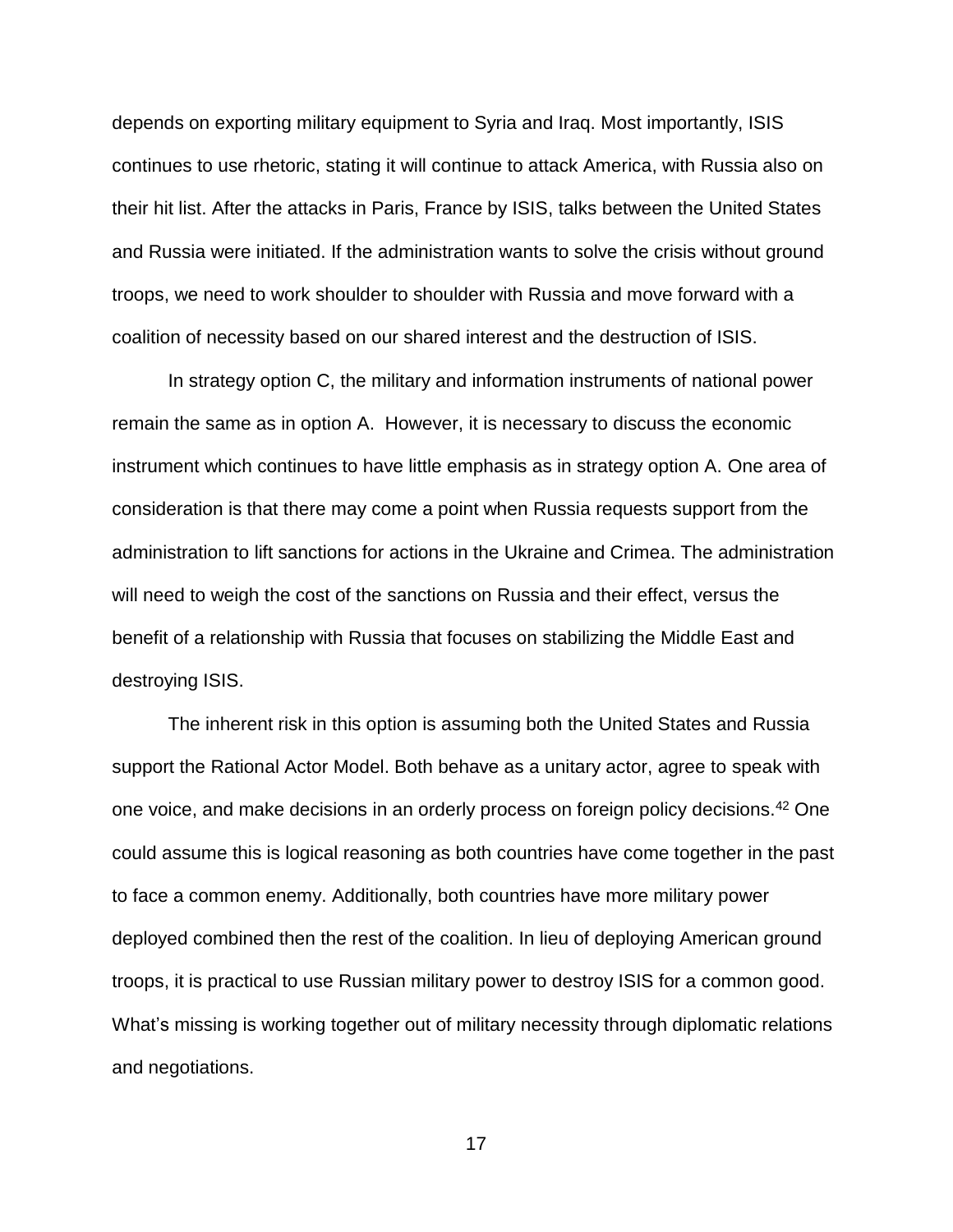depends on exporting military equipment to Syria and Iraq. Most importantly, ISIS continues to use rhetoric, stating it will continue to attack America, with Russia also on their hit list. After the attacks in Paris, France by ISIS, talks between the United States and Russia were initiated. If the administration wants to solve the crisis without ground troops, we need to work shoulder to shoulder with Russia and move forward with a coalition of necessity based on our shared interest and the destruction of ISIS.

In strategy option C, the military and information instruments of national power remain the same as in option A. However, it is necessary to discuss the economic instrument which continues to have little emphasis as in strategy option A. One area of consideration is that there may come a point when Russia requests support from the administration to lift sanctions for actions in the Ukraine and Crimea. The administration will need to weigh the cost of the sanctions on Russia and their effect, versus the benefit of a relationship with Russia that focuses on stabilizing the Middle East and destroying ISIS.

The inherent risk in this option is assuming both the United States and Russia support the Rational Actor Model. Both behave as a unitary actor, agree to speak with one voice, and make decisions in an orderly process on foreign policy decisions.[42] One could assume this is logical reasoning as both countries have come together in the past to face a common enemy. Additionally, both countries have more military power deployed combined then the rest of the coalition. In lieu of deploying American ground troops, it is practical to use Russian military power to destroy ISIS for a common good. What's missing is working together out of military necessity through diplomatic relations and negotiations.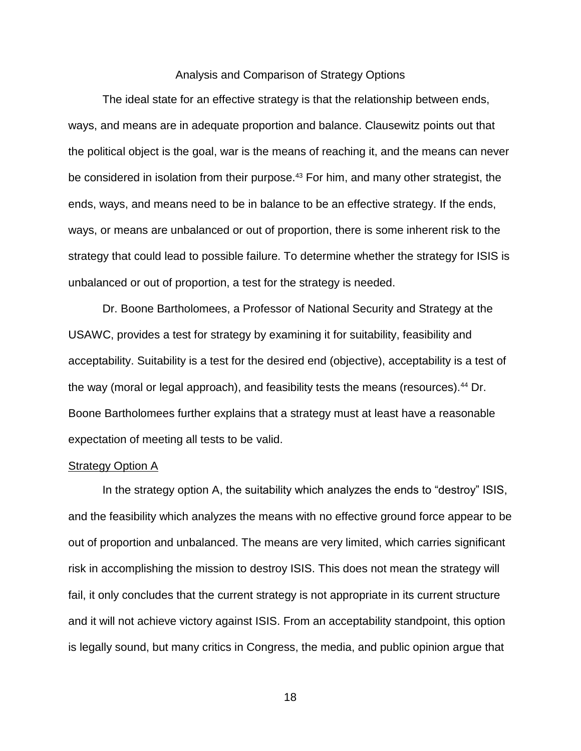## Analysis and Comparison of Strategy Options

The ideal state for an effective strategy is that the relationship between ends, ways, and means are in adequate proportion and balance. Clausewitz points out that the political object is the goal, war is the means of reaching it, and the means can never be considered in isolation from their purpose.[43] For him, and many other strategist, the ends, ways, and means need to be in balance to be an effective strategy. If the ends, ways, or means are unbalanced or out of proportion, there is some inherent risk to the strategy that could lead to possible failure. To determine whether the strategy for ISIS is unbalanced or out of proportion, a test for the strategy is needed.

Dr. Boone Bartholomees, a Professor of National Security and Strategy at the USAWC, provides a test for strategy by examining it for suitability, feasibility and acceptability. Suitability is a test for the desired end (objective), acceptability is a test of the way (moral or legal approach), and feasibility tests the means (resources).[44] Dr. Boone Bartholomees further explains that a strategy must at least have a reasonable expectation of meeting all tests to be valid.

### Strategy Option A

In the strategy option A, the suitability which analyzes the ends to "destroy" ISIS, and the feasibility which analyzes the means with no effective ground force appear to be out of proportion and unbalanced. The means are very limited, which carries significant risk in accomplishing the mission to destroy ISIS. This does not mean the strategy will fail, it only concludes that the current strategy is not appropriate in its current structure and it will not achieve victory against ISIS. From an acceptability standpoint, this option is legally sound, but many critics in Congress, the media, and public opinion argue that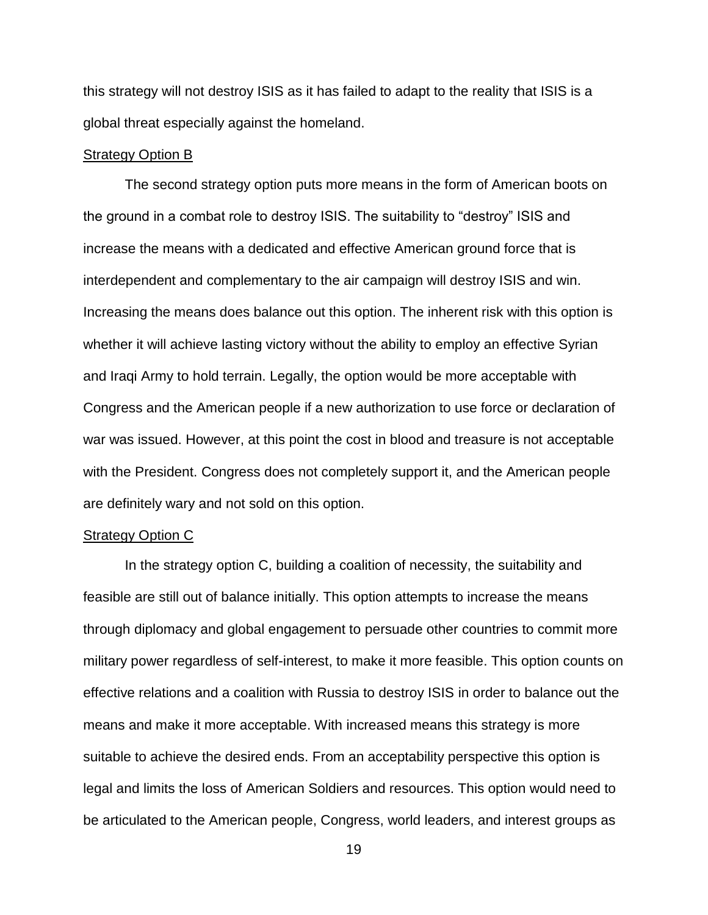this strategy will not destroy ISIS as it has failed to adapt to the reality that ISIS is a global threat especially against the homeland.

### Strategy Option B

The second strategy option puts more means in the form of American boots on the ground in a combat role to destroy ISIS. The suitability to "destroy" ISIS and increase the means with a dedicated and effective American ground force that is interdependent and complementary to the air campaign will destroy ISIS and win. Increasing the means does balance out this option. The inherent risk with this option is whether it will achieve lasting victory without the ability to employ an effective Syrian and Iraqi Army to hold terrain. Legally, the option would be more acceptable with Congress and the American people if a new authorization to use force or declaration of war was issued. However, at this point the cost in blood and treasure is not acceptable with the President. Congress does not completely support it, and the American people are definitely wary and not sold on this option.

### Strategy Option C

In the strategy option C, building a coalition of necessity, the suitability and feasible are still out of balance initially. This option attempts to increase the means through diplomacy and global engagement to persuade other countries to commit more military power regardless of self-interest, to make it more feasible. This option counts on effective relations and a coalition with Russia to destroy ISIS in order to balance out the means and make it more acceptable. With increased means this strategy is more suitable to achieve the desired ends. From an acceptability perspective this option is legal and limits the loss of American Soldiers and resources. This option would need to be articulated to the American people, Congress, world leaders, and interest groups as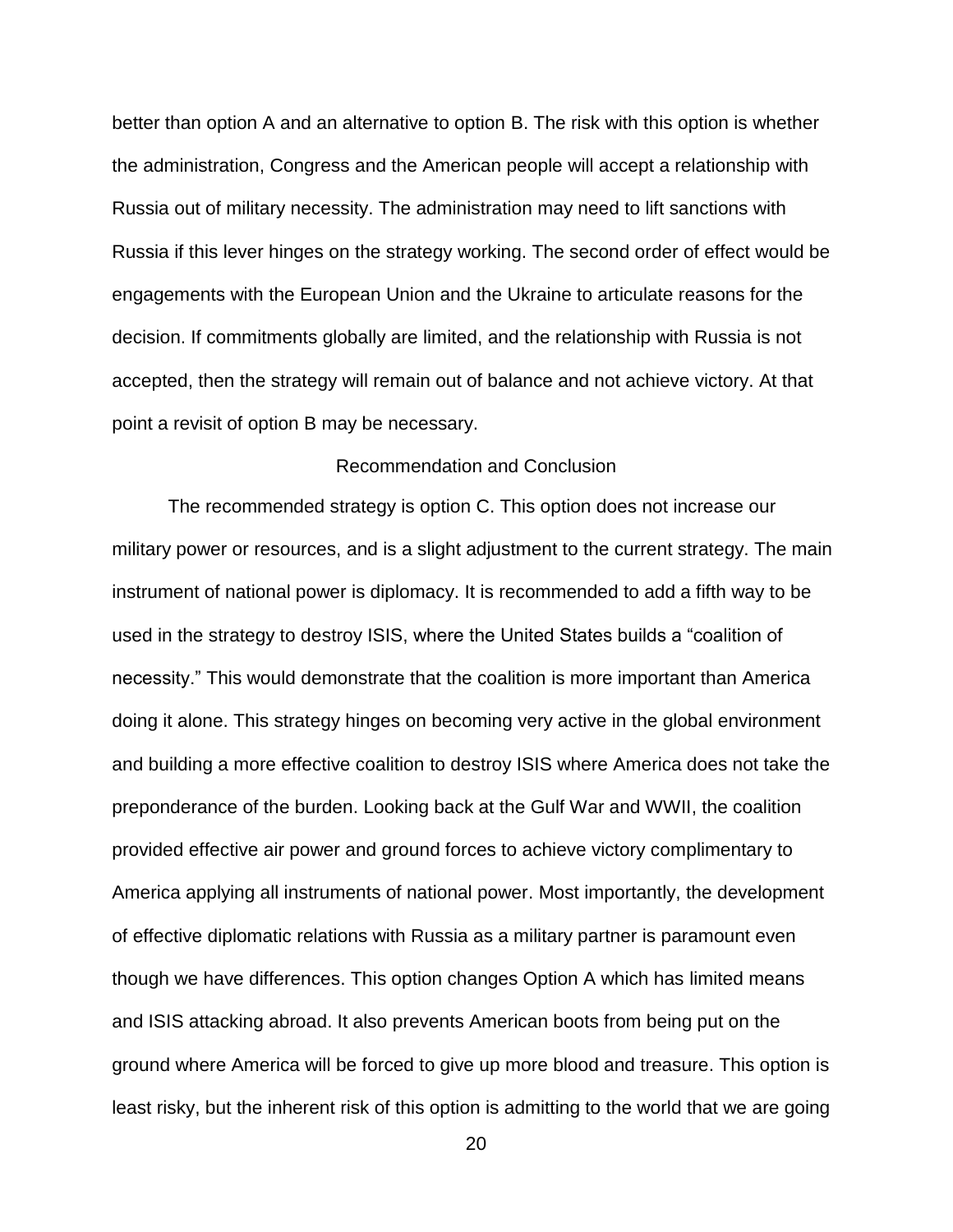better than option A and an alternative to option B. The risk with this option is whether the administration, Congress and the American people will accept a relationship with Russia out of military necessity. The administration may need to lift sanctions with Russia if this lever hinges on the strategy working. The second order of effect would be engagements with the European Union and the Ukraine to articulate reasons for the decision. If commitments globally are limited, and the relationship with Russia is not accepted, then the strategy will remain out of balance and not achieve victory. At that point a revisit of option B may be necessary.

## Recommendation and Conclusion

The recommended strategy is option C. This option does not increase our military power or resources, and is a slight adjustment to the current strategy. The main instrument of national power is diplomacy. It is recommended to add a fifth way to be used in the strategy to destroy ISIS, where the United States builds a "coalition of necessity." This would demonstrate that the coalition is more important than America doing it alone. This strategy hinges on becoming very active in the global environment and building a more effective coalition to destroy ISIS where America does not take the preponderance of the burden. Looking back at the Gulf War and WWII, the coalition provided effective air power and ground forces to achieve victory complimentary to America applying all instruments of national power. Most importantly, the development of effective diplomatic relations with Russia as a military partner is paramount even though we have differences. This option changes Option A which has limited means and ISIS attacking abroad. It also prevents American boots from being put on the ground where America will be forced to give up more blood and treasure. This option is least risky, but the inherent risk of this option is admitting to the world that we are going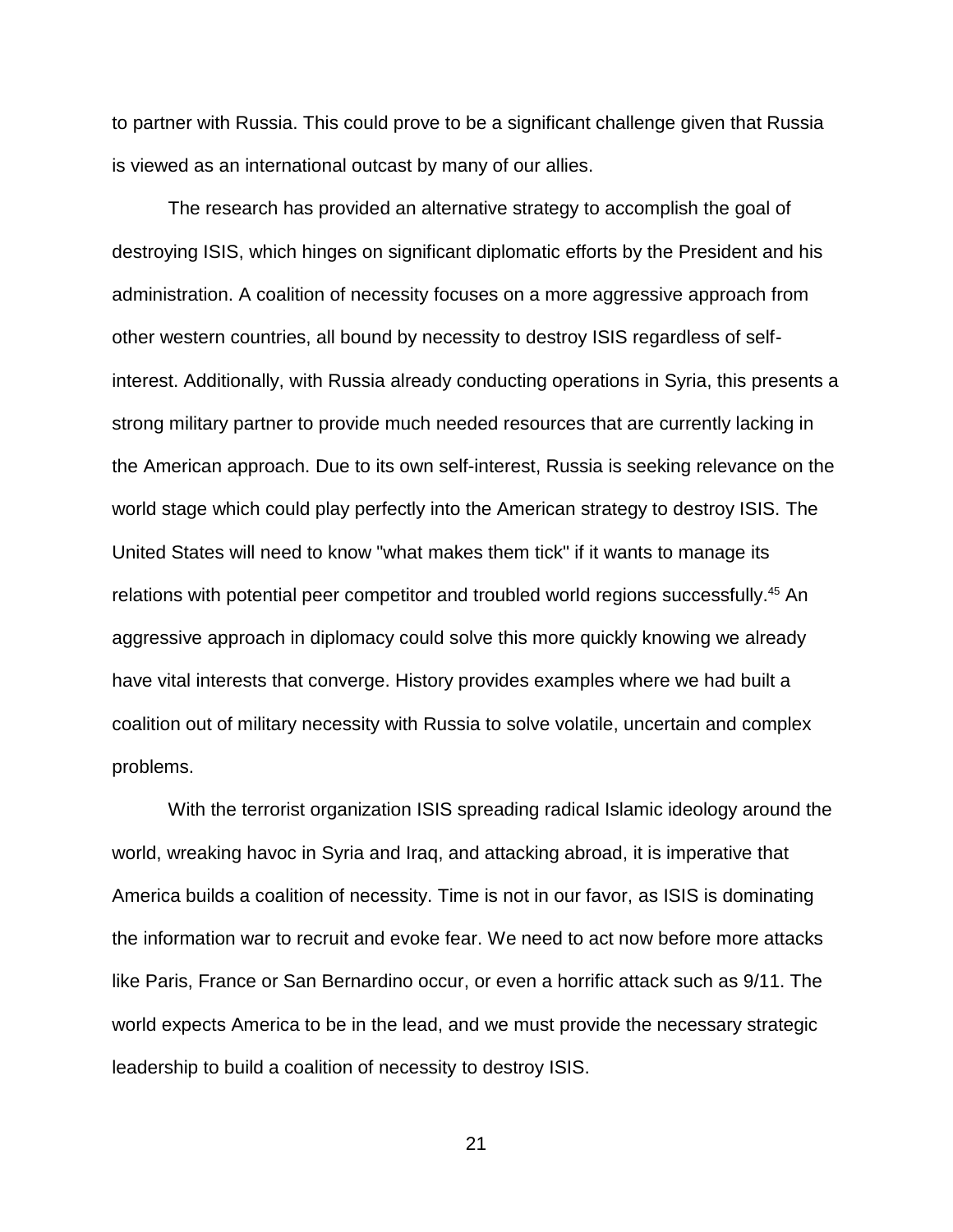to partner with Russia. This could prove to be a significant challenge given that Russia is viewed as an international outcast by many of our allies.

The research has provided an alternative strategy to accomplish the goal of destroying ISIS, which hinges on significant diplomatic efforts by the President and his administration. A coalition of necessity focuses on a more aggressive approach from other western countries, all bound by necessity to destroy ISIS regardless of self-interest. Additionally, with Russia already conducting operations in Syria, this presents a strong military partner to provide much needed resources that are currently lacking in the American approach. Due to its own self-interest, Russia is seeking relevance on the world stage which could play perfectly into the American strategy to destroy ISIS. The United States will need to know "what makes them tick" if it wants to manage its relations with potential peer competitor and troubled world regions successfully.[45] An aggressive approach in diplomacy could solve this more quickly knowing we already have vital interests that converge. History provides examples where we had built a coalition out of military necessity with Russia to solve volatile, uncertain and complex problems.

With the terrorist organization ISIS spreading radical Islamic ideology around the world, wreaking havoc in Syria and Iraq, and attacking abroad, it is imperative that America builds a coalition of necessity. Time is not in our favor, as ISIS is dominating the information war to recruit and evoke fear. We need to act now before more attacks like Paris, France or San Bernardino occur, or even a horrific attack such as 9/11. The world expects America to be in the lead, and we must provide the necessary strategic leadership to build a coalition of necessity to destroy ISIS.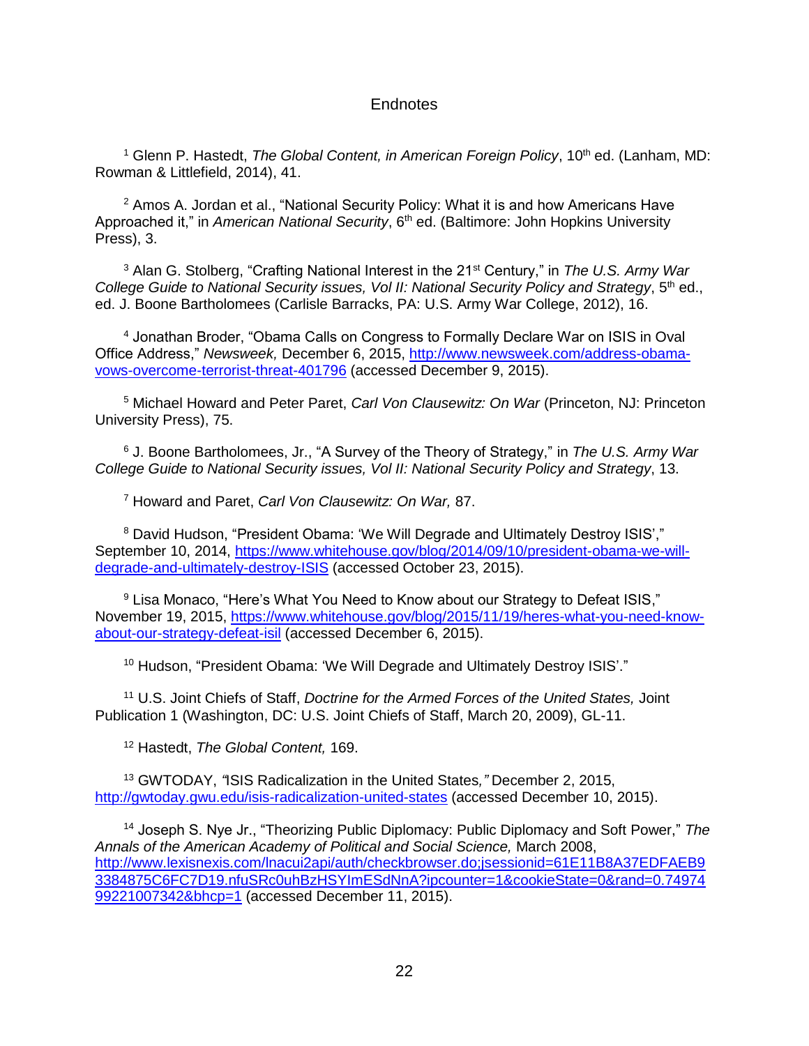# Endnotes

[1] Glenn P. Hastedt, *The Global Content, in American Foreign Policy*, 10th ed. (Lanham, MD: Rowman & Littlefield, 2014), 41.

[2] Amos A. Jordan et al., "National Security Policy: What it is and how Americans Have Approached it," in *American National Security*, 6th ed. (Baltimore: John Hopkins University Press), 3.

[3] Alan G. Stolberg, "Crafting National Interest in the 21st Century," in *The U.S. Army War College Guide to National Security issues, Vol II: National Security Policy and Strategy*, 5th ed., ed. J. Boone Bartholomees (Carlisle Barracks, PA: U.S. Army War College, 2012), 16.

[4] Jonathan Broder, "Obama Calls on Congress to Formally Declare War on ISIS in Oval Office Address," *Newsweek,* December 6, 2015, http://www.newsweek.com/address-obama-vows-overcome-terrorist-threat-401796 (accessed December 9, 2015).

[5] Michael Howard and Peter Paret, *Carl Von Clausewitz: On War* (Princeton, NJ: Princeton University Press), 75.

[6] J. Boone Bartholomees, Jr., "A Survey of the Theory of Strategy," in *The U.S. Army War College Guide to National Security issues, Vol II: National Security Policy and Strategy*, 13.

[7] Howard and Paret, *Carl Von Clausewitz: On War,* 87.

[8] David Hudson, "President Obama: 'We Will Degrade and Ultimately Destroy ISIS'," September 10, 2014, https://www.whitehouse.gov/blog/2014/09/10/president-obama-we-will-degrade-and-ultimately-destroy-ISIS (accessed October 23, 2015).

[9] Lisa Monaco, "Here's What You Need to Know about our Strategy to Defeat ISIS," November 19, 2015, https://www.whitehouse.gov/blog/2015/11/19/heres-what-you-need-know-about-our-strategy-defeat-isil (accessed December 6, 2015).

[10] Hudson, "President Obama: 'We Will Degrade and Ultimately Destroy ISIS'."

[11] U.S. Joint Chiefs of Staff, *Doctrine for the Armed Forces of the United States,* Joint Publication 1 (Washington, DC: U.S. Joint Chiefs of Staff, March 20, 2009), GL-11.

[12] Hastedt, *The Global Content,* 169.

[13] GWTODAY, "ISIS Radicalization in the United States," December 2, 2015, http://gwtoday.gwu.edu/isis-radicalization-united-states (accessed December 10, 2015).

[14] Joseph S. Nye Jr., "Theorizing Public Diplomacy: Public Diplomacy and Soft Power," *The Annals of the American Academy of Political and Social Science,* March 2008, http://www.lexisnexis.com/lnacui2api/auth/checkbrowser.do;jsessionid=61E11B8A37EDFAEB93384875C6FC7D19.nfuSRc0uhBzHSYImESdNnA?ipcounter=1&cookieState=0&rand=0.7497499221007342&bhcp=1 (accessed December 11, 2015).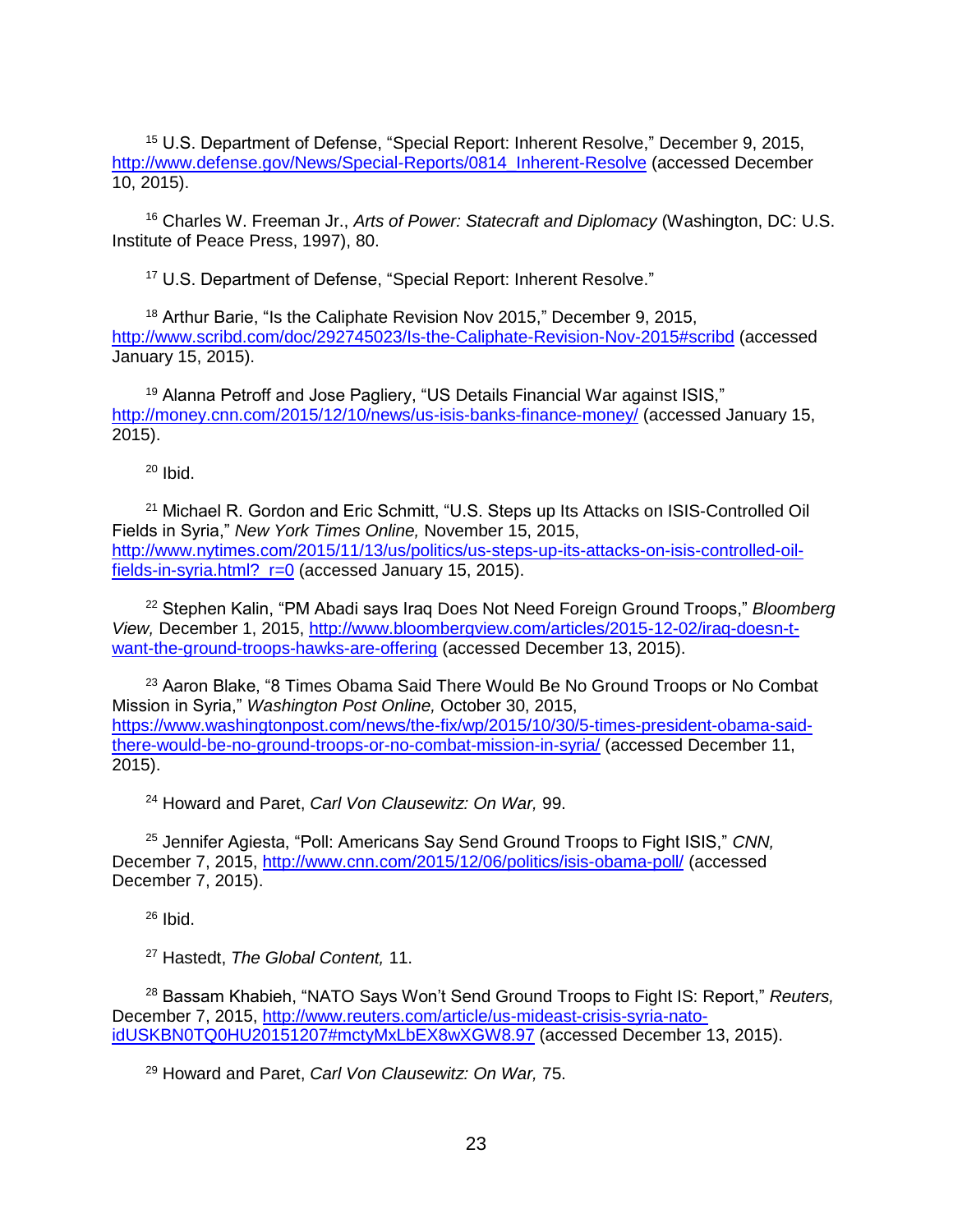[15] U.S. Department of Defense, "Special Report: Inherent Resolve," December 9, 2015, http://www.defense.gov/News/Special-Reports/0814_Inherent-Resolve (accessed December 10, 2015).

[16] Charles W. Freeman Jr., *Arts of Power: Statecraft and Diplomacy* (Washington, DC: U.S. Institute of Peace Press, 1997), 80.

[17] U.S. Department of Defense, "Special Report: Inherent Resolve."

[18] Arthur Barie, "Is the Caliphate Revision Nov 2015," December 9, 2015, http://www.scribd.com/doc/292745023/Is-the-Caliphate-Revision-Nov-2015#scribd (accessed January 15, 2015).

[19] Alanna Petroff and Jose Pagliery, "US Details Financial War against ISIS," http://money.cnn.com/2015/12/10/news/us-isis-banks-finance-money/ (accessed January 15, 2015).

[20] Ibid.

[21] Michael R. Gordon and Eric Schmitt, "U.S. Steps up Its Attacks on ISIS-Controlled Oil Fields in Syria," *New York Times Online,* November 15, 2015, http://www.nytimes.com/2015/11/13/us/politics/us-steps-up-its-attacks-on-isis-controlled-oil-fields-in-syria.html?_r=0 (accessed January 15, 2015).

[22] Stephen Kalin, "PM Abadi says Iraq Does Not Need Foreign Ground Troops," *Bloomberg View,* December 1, 2015, http://www.bloombergview.com/articles/2015-12-02/iraq-doesn-t-want-the-ground-troops-hawks-are-offering (accessed December 13, 2015).

[23] Aaron Blake, "8 Times Obama Said There Would Be No Ground Troops or No Combat Mission in Syria," *Washington Post Online,* October 30, 2015, https://www.washingtonpost.com/news/the-fix/wp/2015/10/30/5-times-president-obama-said-there-would-be-no-ground-troops-or-no-combat-mission-in-syria/ (accessed December 11, 2015).

[24] Howard and Paret, *Carl Von Clausewitz: On War,* 99.

[25] Jennifer Agiesta, "Poll: Americans Say Send Ground Troops to Fight ISIS," *CNN,* December 7, 2015, http://www.cnn.com/2015/12/06/politics/isis-obama-poll/ (accessed December 7, 2015).

[26] Ibid.

[27] Hastedt, *The Global Content,* 11.

[28] Bassam Khabieh, "NATO Says Won't Send Ground Troops to Fight IS: Report," *Reuters,* December 7, 2015, http://www.reuters.com/article/us-mideast-crisis-syria-nato-idUSKBN0TQ0HU20151207#mctyMxLbEX8wXGW8.97 (accessed December 13, 2015).

[29] Howard and Paret, *Carl Von Clausewitz: On War,* 75.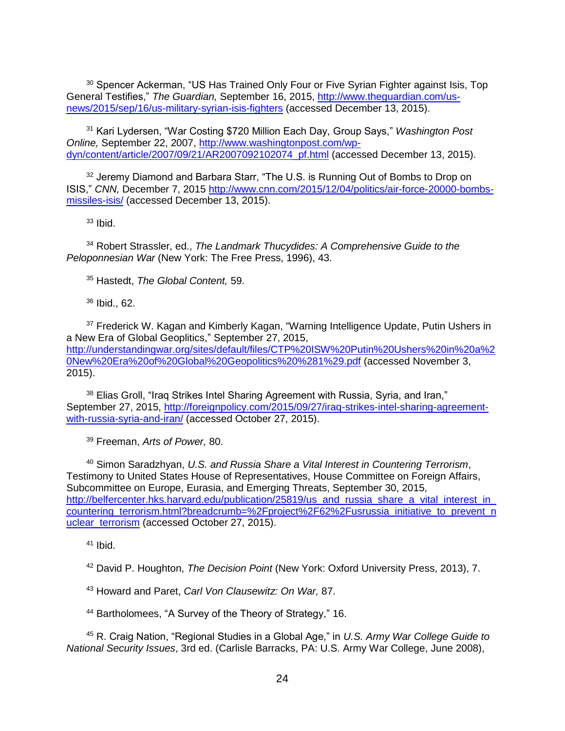[30] Spencer Ackerman, "US Has Trained Only Four or Five Syrian Fighter against Isis, Top General Testifies," *The Guardian,* September 16, 2015, http://www.theguardian.com/us-news/2015/sep/16/us-military-syrian-isis-fighters (accessed December 13, 2015).

[31] Kari Lydersen, "War Costing $720 Million Each Day, Group Says," *Washington Post Online,* September 22, 2007, http://www.washingtonpost.com/wp-dyn/content/article/2007/09/21/AR2007092102074_pf.html (accessed December 13, 2015).

[32] Jeremy Diamond and Barbara Starr, "The U.S. is Running Out of Bombs to Drop on ISIS," *CNN,* December 7, 2015 http://www.cnn.com/2015/12/04/politics/air-force-20000-bombs-missiles-isis/ (accessed December 13, 2015).

[33] Ibid.

[34] Robert Strassler, ed., *The Landmark Thucydides: A Comprehensive Guide to the Peloponnesian War* (New York: The Free Press, 1996), 43.

[35] Hastedt, *The Global Content,* 59.

[36] Ibid., 62.

[37] Frederick W. Kagan and Kimberly Kagan, "Warning Intelligence Update, Putin Ushers in a New Era of Global Geoplitics," September 27, 2015, http://understandingwar.org/sites/default/files/CTP%20ISW%20Putin%20Ushers%20in%20a%20New%20Era%20of%20Global%20Geopolitics%20%281%29.pdf (accessed November 3, 2015).

[38] Elias Groll, "Iraq Strikes Intel Sharing Agreement with Russia, Syria, and Iran," September 27, 2015, http://foreignpolicy.com/2015/09/27/iraq-strikes-intel-sharing-agreement-with-russia-syria-and-iran/ (accessed October 27, 2015).

[39] Freeman, *Arts of Power,* 80.

[40] Simon Saradzhyan, *U.S. and Russia Share a Vital Interest in Countering Terrorism*, Testimony to United States House of Representatives, House Committee on Foreign Affairs, Subcommittee on Europe, Eurasia, and Emerging Threats, September 30, 2015, http://belfercenter.hks.harvard.edu/publication/25819/us_and_russia_share_a_vital_interest_in_countering_terrorism.html?breadcrumb=%2Fproject%2F62%2Fusrussia_initiative_to_prevent_nuclear_terrorism (accessed October 27, 2015).

[41] Ibid.

[42] David P. Houghton, *The Decision Point* (New York: Oxford University Press, 2013), 7.

[43] Howard and Paret, *Carl Von Clausewitz: On War,* 87.

[44] Bartholomees, "A Survey of the Theory of Strategy," 16.

[45] R. Craig Nation, "Regional Studies in a Global Age," in *U.S. Army War College Guide to National Security Issues*, 3rd ed. (Carlisle Barracks, PA: U.S. Army War College, June 2008),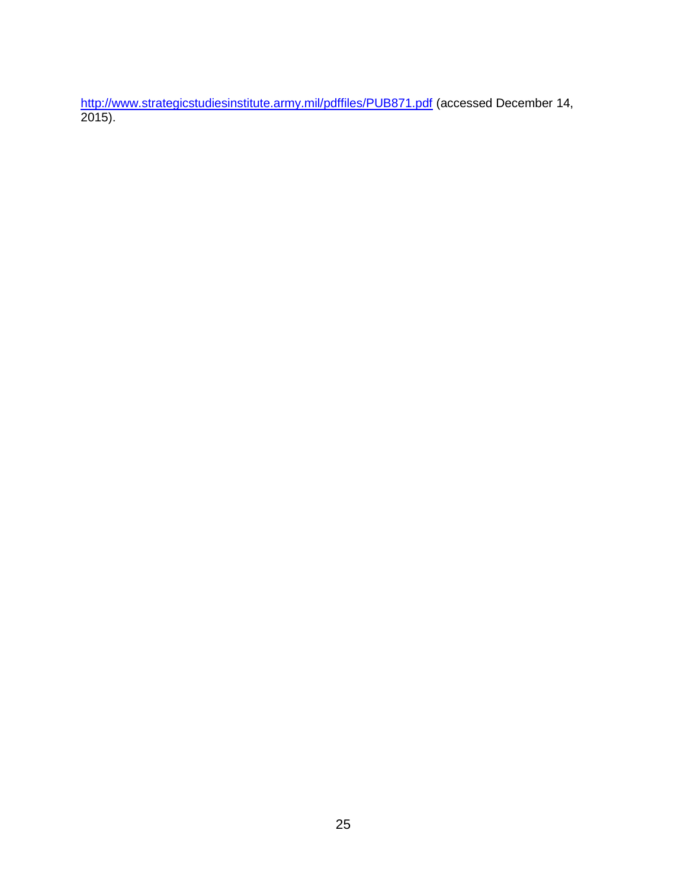http://www.strategicstudiesinstitute.army.mil/pdffiles/PUB871.pdf (accessed December 14, 2015).